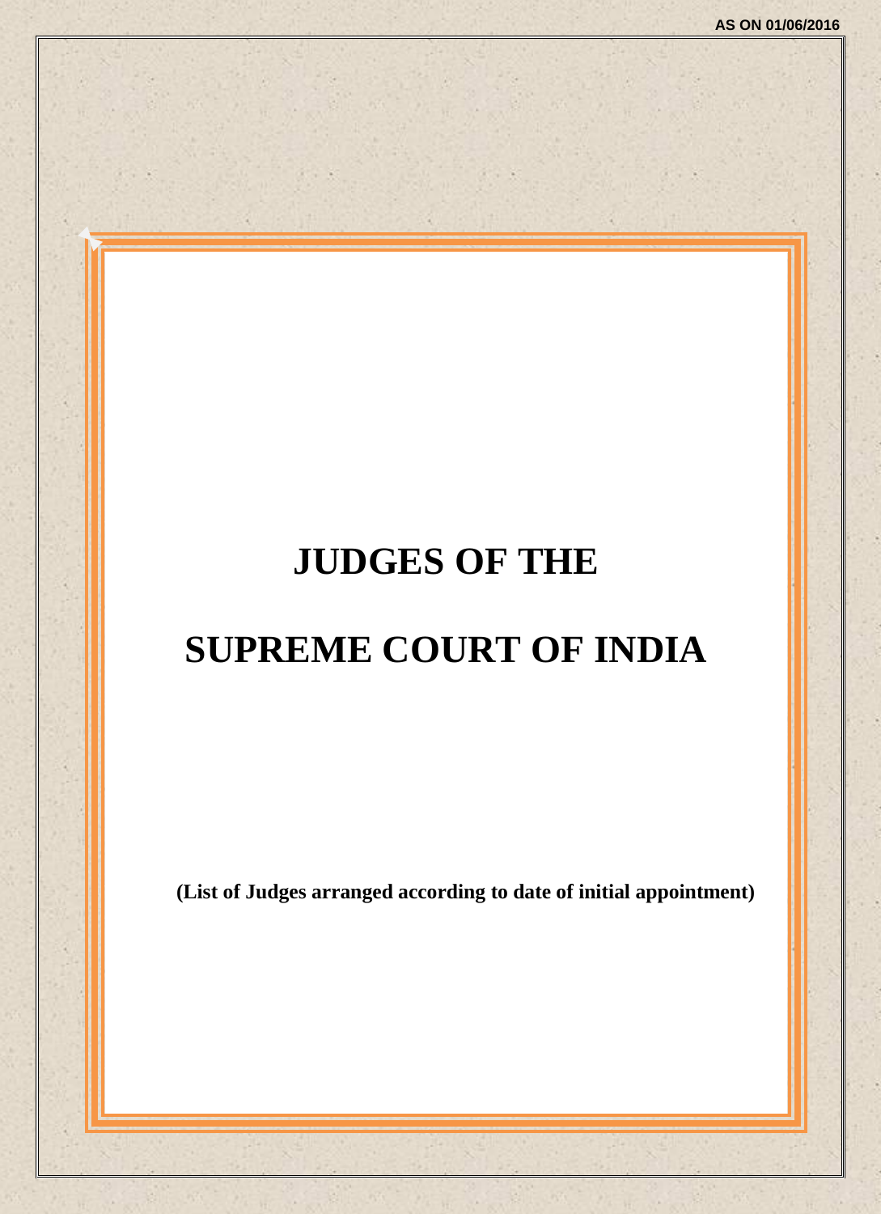AS ON 01/06/2016

# JUDGES OF THE

# SUPREME COURT OF INDIA

**(List of Judges arranged according to date of initial appointment)**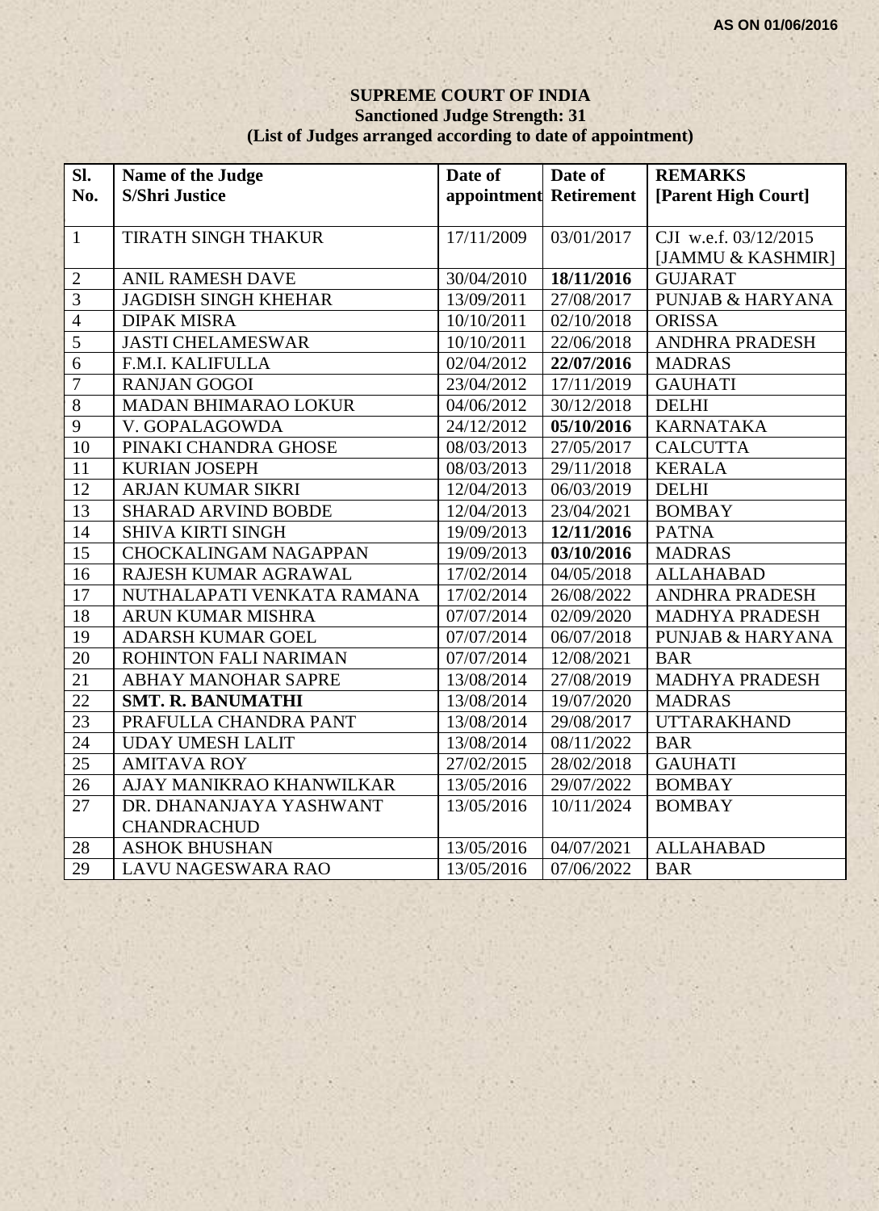AS ON 01/06/2016

# SUPREME COURT OF INDIA

**Sanctioned Judge Strength: 31**

**(List of Judges arranged according to date of appointment)**

| Sl. No. | Name of the Judge S/Shri Justice | Date of appointment | Date of Retirement | REMARKS [Parent High Court] |
|---|---|---|---|---|
| 1 | TIRATH SINGH THAKUR | 17/11/2009 | 03/01/2017 | CJI w.e.f. 03/12/2015 [JAMMU & KASHMIR] |
| 2 | ANIL RAMESH DAVE | 30/04/2010 | **18/11/2016** | GUJARAT |
| 3 | JAGDISH SINGH KHEHAR | 13/09/2011 | 27/08/2017 | PUNJAB & HARYANA |
| 4 | DIPAK MISRA | 10/10/2011 | 02/10/2018 | ORISSA |
| 5 | JASTI CHELAMESWAR | 10/10/2011 | 22/06/2018 | ANDHRA PRADESH |
| 6 | F.M.I. KALIFULLA | 02/04/2012 | **22/07/2016** | MADRAS |
| 7 | RANJAN GOGOI | 23/04/2012 | 17/11/2019 | GAUHATI |
| 8 | MADAN BHIMARAO LOKUR | 04/06/2012 | 30/12/2018 | DELHI |
| 9 | V. GOPALAGOWDA | 24/12/2012 | **05/10/2016** | KARNATAKA |
| 10 | PINAKI CHANDRA GHOSE | 08/03/2013 | 27/05/2017 | CALCUTTA |
| 11 | KURIAN JOSEPH | 08/03/2013 | 29/11/2018 | KERALA |
| 12 | ARJAN KUMAR SIKRI | 12/04/2013 | 06/03/2019 | DELHI |
| 13 | SHARAD ARVIND BOBDE | 12/04/2013 | 23/04/2021 | BOMBAY |
| 14 | SHIVA KIRTI SINGH | 19/09/2013 | **12/11/2016** | PATNA |
| 15 | CHOCKALINGAM NAGAPPAN | 19/09/2013 | **03/10/2016** | MADRAS |
| 16 | RAJESH KUMAR AGRAWAL | 17/02/2014 | 04/05/2018 | ALLAHABAD |
| 17 | NUTHALAPATI VENKATA RAMANA | 17/02/2014 | 26/08/2022 | ANDHRA PRADESH |
| 18 | ARUN KUMAR MISHRA | 07/07/2014 | 02/09/2020 | MADHYA PRADESH |
| 19 | ADARSH KUMAR GOEL | 07/07/2014 | 06/07/2018 | PUNJAB & HARYANA |
| 20 | ROHINTON FALI NARIMAN | 07/07/2014 | 12/08/2021 | BAR |
| 21 | ABHAY MANOHAR SAPRE | 13/08/2014 | 27/08/2019 | MADHYA PRADESH |
| 22 | **SMT. R. BANUMATHI** | 13/08/2014 | 19/07/2020 | MADRAS |
| 23 | PRAFULLA CHANDRA PANT | 13/08/2014 | 29/08/2017 | UTTARAKHAND |
| 24 | UDAY UMESH LALIT | 13/08/2014 | 08/11/2022 | BAR |
| 25 | AMITAVA ROY | 27/02/2015 | 28/02/2018 | GAUHATI |
| 26 | AJAY MANIKRAO KHANWILKAR | 13/05/2016 | 29/07/2022 | BOMBAY |
| 27 | DR. DHANANJAYA YASHWANT CHANDRACHUD | 13/05/2016 | 10/11/2024 | BOMBAY |
| 28 | ASHOK BHUSHAN | 13/05/2016 | 04/07/2021 | ALLAHABAD |
| 29 | LAVU NAGESWARA RAO | 13/05/2016 | 07/06/2022 | BAR |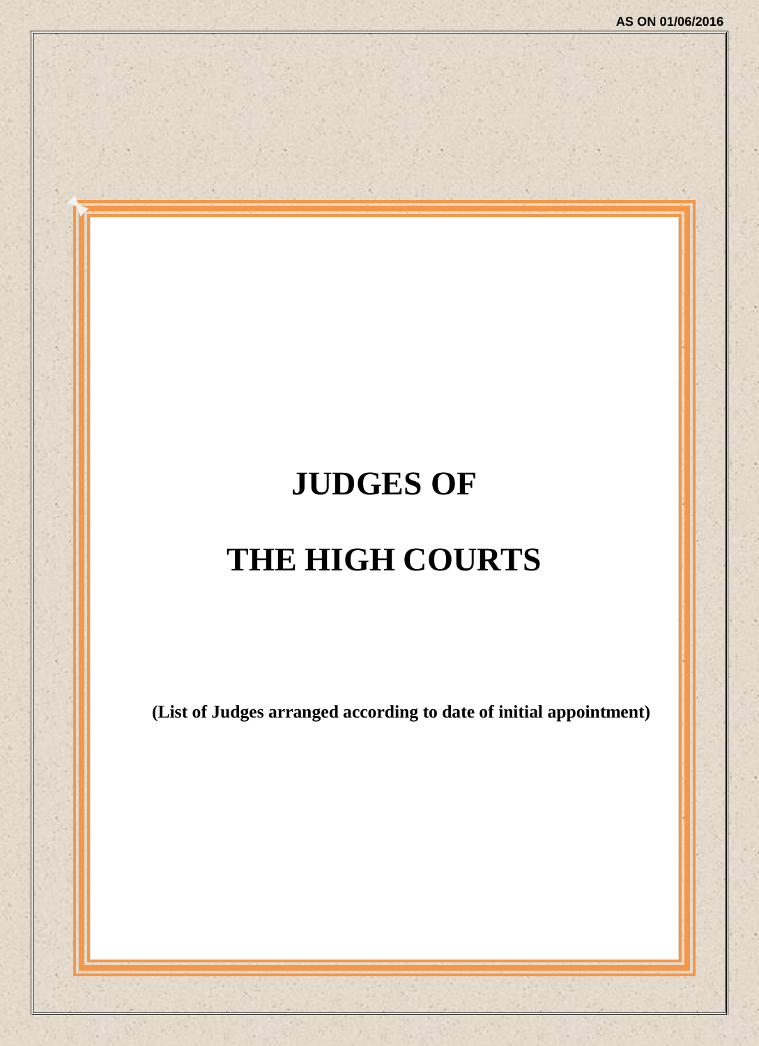AS ON 01/06/2016

# JUDGES OF

# THE HIGH COURTS

**(List of Judges arranged according to date of initial appointment)**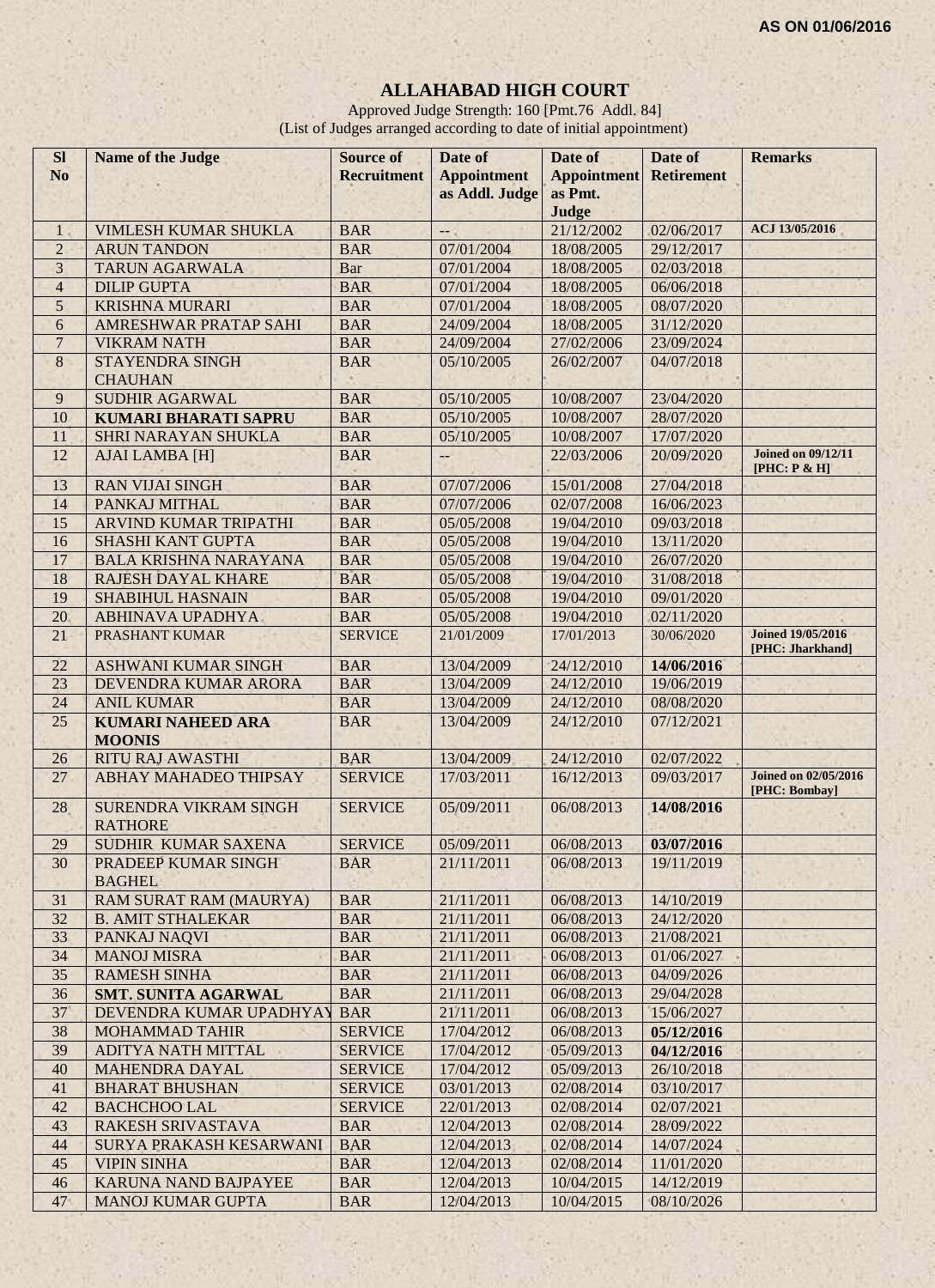AS ON 01/06/2016

# ALLAHABAD HIGH COURT

Approved Judge Strength: 160 [Pmt.76 Addl. 84]
(List of Judges arranged according to date of initial appointment)

| Sl No | Name of the Judge | Source of Recruitment | Date of Appointment as Addl. Judge | Date of Appointment as Pmt. Judge | Date of Retirement | Remarks |
|---|---|---|---|---|---|---|
| 1 | VIMLESH KUMAR SHUKLA | BAR | -- | 21/12/2002 | 02/06/2017 | ACJ 13/05/2016 |
| 2 | ARUN TANDON | BAR | 07/01/2004 | 18/08/2005 | 29/12/2017 | |
| 3 | TARUN AGARWALA | Bar | 07/01/2004 | 18/08/2005 | 02/03/2018 | |
| 4 | DILIP GUPTA | BAR | 07/01/2004 | 18/08/2005 | 06/06/2018 | |
| 5 | KRISHNA MURARI | BAR | 07/01/2004 | 18/08/2005 | 08/07/2020 | |
| 6 | AMRESHWAR PRATAP SAHI | BAR | 24/09/2004 | 18/08/2005 | 31/12/2020 | |
| 7 | VIKRAM NATH | BAR | 24/09/2004 | 27/02/2006 | 23/09/2024 | |
| 8 | STAYENDRA SINGH CHAUHAN | BAR | 05/10/2005 | 26/02/2007 | 04/07/2018 | |
| 9 | SUDHIR AGARWAL | BAR | 05/10/2005 | 10/08/2007 | 23/04/2020 | |
| 10 | **KUMARI BHARATI SAPRU** | BAR | 05/10/2005 | 10/08/2007 | 28/07/2020 | |
| 11 | SHRI NARAYAN SHUKLA | BAR | 05/10/2005 | 10/08/2007 | 17/07/2020 | |
| 12 | AJAI LAMBA [H] | BAR | -- | 22/03/2006 | 20/09/2020 | Joined on 09/12/11 [PHC: P & H] |
| 13 | RAN VIJAI SINGH | BAR | 07/07/2006 | 15/01/2008 | 27/04/2018 | |
| 14 | PANKAJ MITHAL | BAR | 07/07/2006 | 02/07/2008 | 16/06/2023 | |
| 15 | ARVIND KUMAR TRIPATHI | BAR | 05/05/2008 | 19/04/2010 | 09/03/2018 | |
| 16 | SHASHI KANT GUPTA | BAR | 05/05/2008 | 19/04/2010 | 13/11/2020 | |
| 17 | BALA KRISHNA NARAYANA | BAR | 05/05/2008 | 19/04/2010 | 26/07/2020 | |
| 18 | RAJESH DAYAL KHARE | BAR | 05/05/2008 | 19/04/2010 | 31/08/2018 | |
| 19 | SHABIHUL HASNAIN | BAR | 05/05/2008 | 19/04/2010 | 09/01/2020 | |
| 20 | ABHINAVA UPADHYA | BAR | 05/05/2008 | 19/04/2010 | 02/11/2020 | |
| 21 | PRASHANT KUMAR | SERVICE | 21/01/2009 | 17/01/2013 | 30/06/2020 | Joined 19/05/2016 [PHC: Jharkhand] |
| 22 | ASHWANI KUMAR SINGH | BAR | 13/04/2009 | 24/12/2010 | **14/06/2016** | |
| 23 | DEVENDRA KUMAR ARORA | BAR | 13/04/2009 | 24/12/2010 | 19/06/2019 | |
| 24 | ANIL KUMAR | BAR | 13/04/2009 | 24/12/2010 | 08/08/2020 | |
| 25 | **KUMARI NAHEED ARA MOONIS** | BAR | 13/04/2009 | 24/12/2010 | 07/12/2021 | |
| 26 | RITU RAJ AWASTHI | BAR | 13/04/2009 | 24/12/2010 | 02/07/2022 | |
| 27 | ABHAY MAHADEO THIPSAY | SERVICE | 17/03/2011 | 16/12/2013 | 09/03/2017 | Joined on 02/05/2016 [PHC: Bombay] |
| 28 | SURENDRA VIKRAM SINGH RATHORE | SERVICE | 05/09/2011 | 06/08/2013 | **14/08/2016** | |
| 29 | SUDHIR KUMAR SAXENA | SERVICE | 05/09/2011 | 06/08/2013 | **03/07/2016** | |
| 30 | PRADEEP KUMAR SINGH BAGHEL | BAR | 21/11/2011 | 06/08/2013 | 19/11/2019 | |
| 31 | RAM SURAT RAM (MAURYA) | BAR | 21/11/2011 | 06/08/2013 | 14/10/2019 | |
| 32 | B. AMIT STHALEKAR | BAR | 21/11/2011 | 06/08/2013 | 24/12/2020 | |
| 33 | PANKAJ NAQVI | BAR | 21/11/2011 | 06/08/2013 | 21/08/2021 | |
| 34 | MANOJ MISRA | BAR | 21/11/2011 | 06/08/2013 | 01/06/2027 | |
| 35 | RAMESH SINHA | BAR | 21/11/2011 | 06/08/2013 | 04/09/2026 | |
| 36 | **SMT. SUNITA AGARWAL** | BAR | 21/11/2011 | 06/08/2013 | 29/04/2028 | |
| 37 | DEVENDRA KUMAR UPADHYAY | BAR | 21/11/2011 | 06/08/2013 | 15/06/2027 | |
| 38 | MOHAMMAD TAHIR | SERVICE | 17/04/2012 | 06/08/2013 | **05/12/2016** | |
| 39 | ADITYA NATH MITTAL | SERVICE | 17/04/2012 | 05/09/2013 | **04/12/2016** | |
| 40 | MAHENDRA DAYAL | SERVICE | 17/04/2012 | 05/09/2013 | 26/10/2018 | |
| 41 | BHARAT BHUSHAN | SERVICE | 03/01/2013 | 02/08/2014 | 03/10/2017 | |
| 42 | BACHCHOO LAL | SERVICE | 22/01/2013 | 02/08/2014 | 02/07/2021 | |
| 43 | RAKESH SRIVASTAVA | BAR | 12/04/2013 | 02/08/2014 | 28/09/2022 | |
| 44 | SURYA PRAKASH KESARWANI | BAR | 12/04/2013 | 02/08/2014 | 14/07/2024 | |
| 45 | VIPIN SINHA | BAR | 12/04/2013 | 02/08/2014 | 11/01/2020 | |
| 46 | KARUNA NAND BAJPAYEE | BAR | 12/04/2013 | 10/04/2015 | 14/12/2019 | |
| 47 | MANOJ KUMAR GUPTA | BAR | 12/04/2013 | 10/04/2015 | 08/10/2026 | |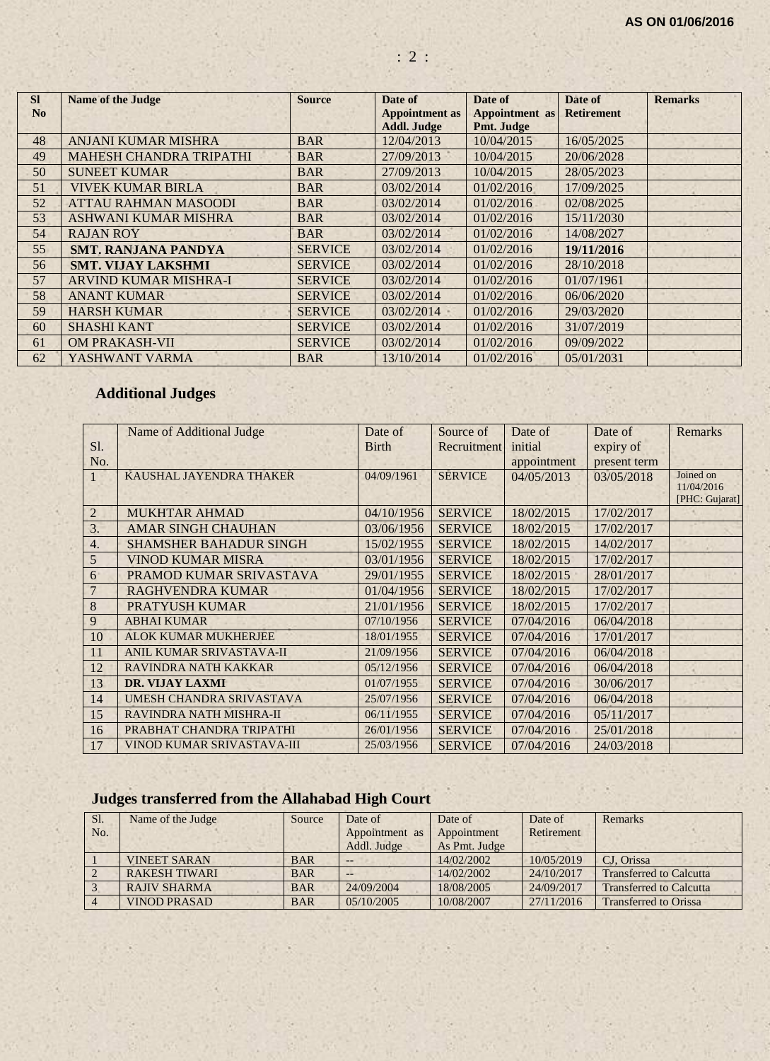**AS ON 01/06/2016**

| Sl No | Name of the Judge | Source | Date of Appointment as Addl. Judge | Date of Appointment as Pmt. Judge | Date of Retirement | Remarks |
|---|---|---|---|---|---|---|
| 48 | ANJANI KUMAR MISHRA | BAR | 12/04/2013 | 10/04/2015 | 16/05/2025 | |
| 49 | MAHESH CHANDRA TRIPATHI | BAR | 27/09/2013 | 10/04/2015 | 20/06/2028 | |
| 50 | SUNEET KUMAR | BAR | 27/09/2013 | 10/04/2015 | 28/05/2023 | |
| 51 | VIVEK KUMAR BIRLA | BAR | 03/02/2014 | 01/02/2016 | 17/09/2025 | |
| 52 | ATTAU RAHMAN MASOODI | BAR | 03/02/2014 | 01/02/2016 | 02/08/2025 | |
| 53 | ASHWANI KUMAR MISHRA | BAR | 03/02/2014 | 01/02/2016 | 15/11/2030 | |
| 54 | RAJAN ROY | BAR | 03/02/2014 | 01/02/2016 | 14/08/2027 | |
| 55 | **SMT. RANJANA PANDYA** | SERVICE | 03/02/2014 | 01/02/2016 | **19/11/2016** | |
| 56 | **SMT. VIJAY LAKSHMI** | SERVICE | 03/02/2014 | 01/02/2016 | 28/10/2018 | |
| 57 | ARVIND KUMAR MISHRA-I | SERVICE | 03/02/2014 | 01/02/2016 | 01/07/1961 | |
| 58 | ANANT KUMAR | SERVICE | 03/02/2014 | 01/02/2016 | 06/06/2020 | |
| 59 | HARSH KUMAR | SERVICE | 03/02/2014 | 01/02/2016 | 29/03/2020 | |
| 60 | SHASHI KANT | SERVICE | 03/02/2014 | 01/02/2016 | 31/07/2019 | |
| 61 | OM PRAKASH-VII | SERVICE | 03/02/2014 | 01/02/2016 | 09/09/2022 | |
| 62 | YASHWANT VARMA | BAR | 13/10/2014 | 01/02/2016 | 05/01/2031 | |

## Additional Judges

| Sl. No. | Name of Additional Judge | Date of Birth | Source of Recruitment | Date of initial appointment | Date of expiry of present term | Remarks |
|---|---|---|---|---|---|---|
| 1 | KAUSHAL JAYENDRA THAKER | 04/09/1961 | SERVICE | 04/05/2013 | 03/05/2018 | Joined on 11/04/2016 [PHC: Gujarat] |
| 2 | MUKHTAR AHMAD | 04/10/1956 | SERVICE | 18/02/2015 | 17/02/2017 | |
| 3. | AMAR SINGH CHAUHAN | 03/06/1956 | SERVICE | 18/02/2015 | 17/02/2017 | |
| 4. | SHAMSHER BAHADUR SINGH | 15/02/1955 | SERVICE | 18/02/2015 | 14/02/2017 | |
| 5 | VINOD KUMAR MISRA | 03/01/1956 | SERVICE | 18/02/2015 | 17/02/2017 | |
| 6 | PRAMOD KUMAR SRIVASTAVA | 29/01/1955 | SERVICE | 18/02/2015 | 28/01/2017 | |
| 7 | RAGHVENDRA KUMAR | 01/04/1956 | SERVICE | 18/02/2015 | 17/02/2017 | |
| 8 | PRATYUSH KUMAR | 21/01/1956 | SERVICE | 18/02/2015 | 17/02/2017 | |
| 9 | ABHAI KUMAR | 07/10/1956 | SERVICE | 07/04/2016 | 06/04/2018 | |
| 10 | ALOK KUMAR MUKHERJEE | 18/01/1955 | SERVICE | 07/04/2016 | 17/01/2017 | |
| 11 | ANIL KUMAR SRIVASTAVA-II | 21/09/1956 | SERVICE | 07/04/2016 | 06/04/2018 | |
| 12 | RAVINDRA NATH KAKKAR | 05/12/1956 | SERVICE | 07/04/2016 | 06/04/2018 | |
| 13 | **DR. VIJAY LAXMI** | 01/07/1955 | SERVICE | 07/04/2016 | 30/06/2017 | |
| 14 | UMESH CHANDRA SRIVASTAVA | 25/07/1956 | SERVICE | 07/04/2016 | 06/04/2018 | |
| 15 | RAVINDRA NATH MISHRA-II | 06/11/1955 | SERVICE | 07/04/2016 | 05/11/2017 | |
| 16 | PRABHAT CHANDRA TRIPATHI | 26/01/1956 | SERVICE | 07/04/2016 | 25/01/2018 | |
| 17 | VINOD KUMAR SRIVASTAVA-III | 25/03/1956 | SERVICE | 07/04/2016 | 24/03/2018 | |

## Judges transferred from the Allahabad High Court

| Sl. No. | Name of the Judge | Source | Date of Appointment as Addl. Judge | Date of Appointment As Pmt. Judge | Date of Retirement | Remarks |
|---|---|---|---|---|---|---|
| 1 | VINEET SARAN | BAR | -- | 14/02/2002 | 10/05/2019 | CJ, Orissa |
| 2 | RAKESH TIWARI | BAR | -- | 14/02/2002 | 24/10/2017 | Transferred to Calcutta |
| 3 | RAJIV SHARMA | BAR | 24/09/2004 | 18/08/2005 | 24/09/2017 | Transferred to Calcutta |
| 4 | VINOD PRASAD | BAR | 05/10/2005 | 10/08/2007 | 27/11/2016 | Transferred to Orissa |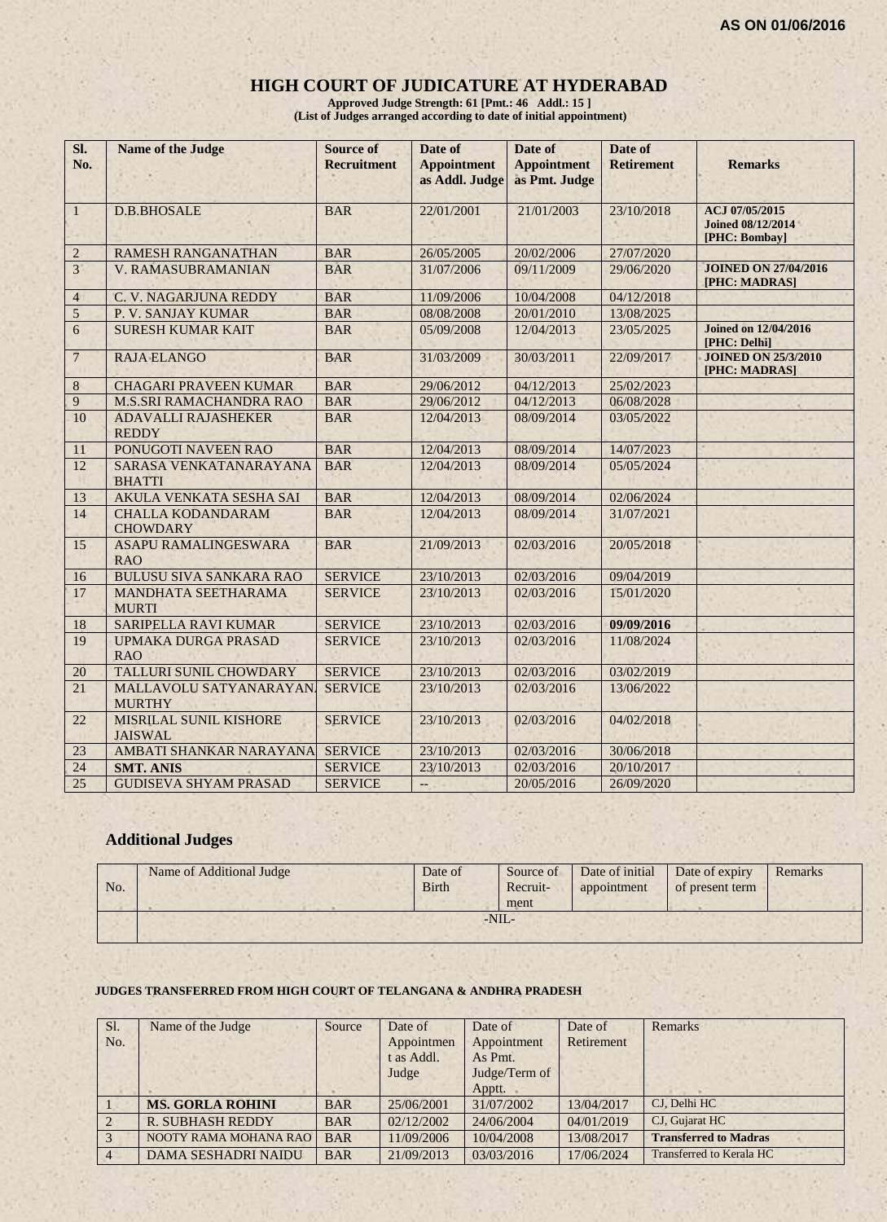AS ON 01/06/2016

# HIGH COURT OF JUDICATURE AT HYDERABAD

**Approved Judge Strength: 61 [Pmt.: 46 Addl.: 15 ]**
**(List of Judges arranged according to date of initial appointment)**

| Sl. No. | Name of the Judge | Source of Recruitment | Date of Appointment as Addl. Judge | Date of Appointment as Pmt. Judge | Date of Retirement | Remarks |
|---|---|---|---|---|---|---|
| 1 | D.B.BHOSALE | BAR | 22/01/2001 | 21/01/2003 | 23/10/2018 | ACJ 07/05/2015 Joined 08/12/2014 [PHC: Bombay] |
| 2 | RAMESH RANGANATHAN | BAR | 26/05/2005 | 20/02/2006 | 27/07/2020 | |
| 3 | V. RAMASUBRAMANIAN | BAR | 31/07/2006 | 09/11/2009 | 29/06/2020 | JOINED ON 27/04/2016 [PHC: MADRAS] |
| 4 | C. V. NAGARJUNA REDDY | BAR | 11/09/2006 | 10/04/2008 | 04/12/2018 | |
| 5 | P. V. SANJAY KUMAR | BAR | 08/08/2008 | 20/01/2010 | 13/08/2025 | |
| 6 | SURESH KUMAR KAIT | BAR | 05/09/2008 | 12/04/2013 | 23/05/2025 | Joined on 12/04/2016 [PHC: Delhi] |
| 7 | RAJA ELANGO | BAR | 31/03/2009 | 30/03/2011 | 22/09/2017 | JOINED ON 25/3/2010 [PHC: MADRAS] |
| 8 | CHAGARI PRAVEEN KUMAR | BAR | 29/06/2012 | 04/12/2013 | 25/02/2023 | |
| 9 | M.S.SRI RAMACHANDRA RAO | BAR | 29/06/2012 | 04/12/2013 | 06/08/2028 | |
| 10 | ADAVALLI RAJASHEKER REDDY | BAR | 12/04/2013 | 08/09/2014 | 03/05/2022 | |
| 11 | PONUGOTI NAVEEN RAO | BAR | 12/04/2013 | 08/09/2014 | 14/07/2023 | |
| 12 | SARASA VENKATANARAYANA BHATTI | BAR | 12/04/2013 | 08/09/2014 | 05/05/2024 | |
| 13 | AKULA VENKATA SESHA SAI | BAR | 12/04/2013 | 08/09/2014 | 02/06/2024 | |
| 14 | CHALLA KODANDARAM CHOWDARY | BAR | 12/04/2013 | 08/09/2014 | 31/07/2021 | |
| 15 | ASAPU RAMALINGESWARA RAO | BAR | 21/09/2013 | 02/03/2016 | 20/05/2018 | |
| 16 | BULUSU SIVA SANKARA RAO | SERVICE | 23/10/2013 | 02/03/2016 | 09/04/2019 | |
| 17 | MANDHATA SEETHARAMA MURTI | SERVICE | 23/10/2013 | 02/03/2016 | 15/01/2020 | |
| 18 | SARIPELLA RAVI KUMAR | SERVICE | 23/10/2013 | 02/03/2016 | **09/09/2016** | |
| 19 | UPMAKA DURGA PRASAD RAO | SERVICE | 23/10/2013 | 02/03/2016 | 11/08/2024 | |
| 20 | TALLURI SUNIL CHOWDARY | SERVICE | 23/10/2013 | 02/03/2016 | 03/02/2019 | |
| 21 | MALLAVOLU SATYANARAYAN. MURTHY | SERVICE | 23/10/2013 | 02/03/2016 | 13/06/2022 | |
| 22 | MISRILAL SUNIL KISHORE JAISWAL | SERVICE | 23/10/2013 | 02/03/2016 | 04/02/2018 | |
| 23 | AMBATI SHANKAR NARAYANA | SERVICE | 23/10/2013 | 02/03/2016 | 30/06/2018 | |
| 24 | **SMT. ANIS** | SERVICE | 23/10/2013 | 02/03/2016 | 20/10/2017 | |
| 25 | GUDISEVA SHYAM PRASAD | SERVICE | -- | 20/05/2016 | 26/09/2020 | |

## Additional Judges

| No. | Name of Additional Judge | Date of Birth | Source of Recruit-ment | Date of initial appointment | Date of expiry of present term | Remarks |
|---|---|---|---|---|---|---|
| | -NIL- | | | | | |

**JUDGES TRANSFERRED FROM HIGH COURT OF TELANGANA & ANDHRA PRADESH**

| Sl. No. | Name of the Judge | Source | Date of Appointment as Addl. Judge | Date of Appointment As Pmt. Judge/Term of Apptt. | Date of Retirement | Remarks |
|---|---|---|---|---|---|---|
| 1 | **MS. GORLA ROHINI** | BAR | 25/06/2001 | 31/07/2002 | 13/04/2017 | CJ, Delhi HC |
| 2 | R. SUBHASH REDDY | BAR | 02/12/2002 | 24/06/2004 | 04/01/2019 | CJ, Gujarat HC |
| 3 | NOOTY RAMA MOHANA RAO | BAR | 11/09/2006 | 10/04/2008 | 13/08/2017 | **Transferred to Madras** |
| 4 | DAMA SESHADRI NAIDU | BAR | 21/09/2013 | 03/03/2016 | 17/06/2024 | Transferred to Kerala HC |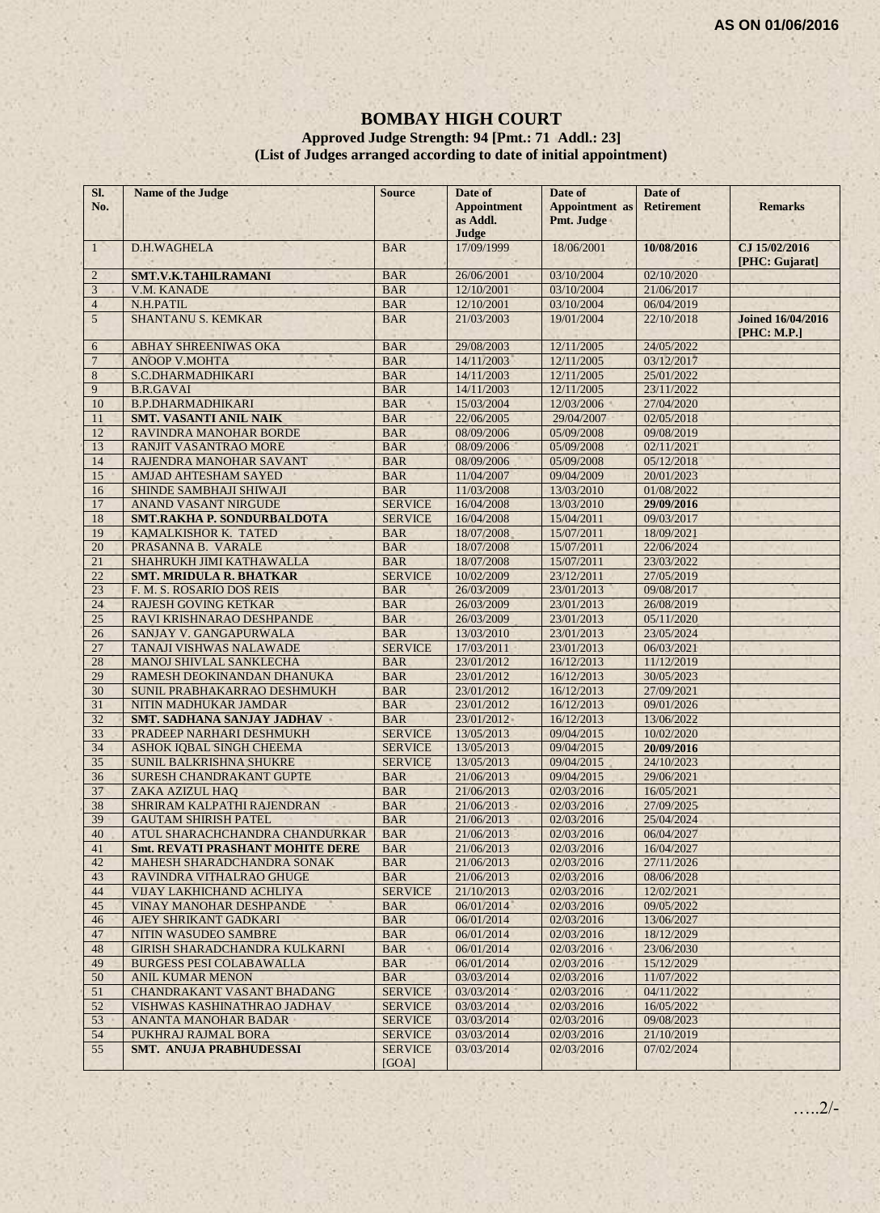**AS ON 01/06/2016**

# BOMBAY HIGH COURT

**Approved Judge Strength: 94 [Pmt.: 71 Addl.: 23]**

**(List of Judges arranged according to date of initial appointment)**

| Sl. No. | Name of the Judge | Source | Date of Appointment as Addl. Judge | Date of Appointment as Pmt. Judge | Date of Retirement | Remarks |
|---|---|---|---|---|---|---|
| 1 | D.H.WAGHELA | BAR | 17/09/1999 | 18/06/2001 | **10/08/2016** | **CJ 15/02/2016 [PHC: Gujarat]** |
| 2 | **SMT.V.K.TAHILRAMANI** | BAR | 26/06/2001 | 03/10/2004 | 02/10/2020 | |
| 3 | V.M. KANADE | BAR | 12/10/2001 | 03/10/2004 | 21/06/2017 | |
| 4 | N.H.PATIL | BAR | 12/10/2001 | 03/10/2004 | 06/04/2019 | |
| 5 | SHANTANU S. KEMKAR | BAR | 21/03/2003 | 19/01/2004 | 22/10/2018 | **Joined 16/04/2016 [PHC: M.P.]** |
| 6 | ABHAY SHREENIWAS OKA | BAR | 29/08/2003 | 12/11/2005 | 24/05/2022 | |
| 7 | ANOOP V.MOHTA | BAR | 14/11/2003 | 12/11/2005 | 03/12/2017 | |
| 8 | S.C.DHARMADHIKARI | BAR | 14/11/2003 | 12/11/2005 | 25/01/2022 | |
| 9 | B.R.GAVAI | BAR | 14/11/2003 | 12/11/2005 | 23/11/2022 | |
| 10 | B.P.DHARMADHIKARI | BAR | 15/03/2004 | 12/03/2006 | 27/04/2020 | |
| 11 | **SMT. VASANTI ANIL NAIK** | BAR | 22/06/2005 | 29/04/2007 | 02/05/2018 | |
| 12 | RAVINDRA MANOHAR BORDE | BAR | 08/09/2006 | 05/09/2008 | 09/08/2019 | |
| 13 | RANJIT VASANTRAO MORE | BAR | 08/09/2006 | 05/09/2008 | 02/11/2021 | |
| 14 | RAJENDRA MANOHAR SAVANT | BAR | 08/09/2006 | 05/09/2008 | 05/12/2018 | |
| 15 | AMJAD AHTESHAM SAYED | BAR | 11/04/2007 | 09/04/2009 | 20/01/2023 | |
| 16 | SHINDE SAMBHAJI SHIWAJI | BAR | 11/03/2008 | 13/03/2010 | 01/08/2022 | |
| 17 | ANAND VASANT NIRGUDE | SERVICE | 16/04/2008 | 13/03/2010 | **29/09/2016** | |
| 18 | **SMT.RAKHA P. SONDURBALDOTA** | SERVICE | 16/04/2008 | 15/04/2011 | 09/03/2017 | |
| 19 | KAMALKISHOR K. TATED | BAR | 18/07/2008 | 15/07/2011 | 18/09/2021 | |
| 20 | PRASANNA B. VARALE | BAR | 18/07/2008 | 15/07/2011 | 22/06/2024 | |
| 21 | SHAHRUKH JIMI KATHAWALLA | BAR | 18/07/2008 | 15/07/2011 | 23/03/2022 | |
| 22 | **SMT. MRIDULA R. BHATKAR** | SERVICE | 10/02/2009 | 23/12/2011 | 27/05/2019 | |
| 23 | F. M. S. ROSARIO DOS REIS | BAR | 26/03/2009 | 23/01/2013 | 09/08/2017 | |
| 24 | RAJESH GOVING KETKAR | BAR | 26/03/2009 | 23/01/2013 | 26/08/2019 | |
| 25 | RAVI KRISHNARAO DESHPANDE | BAR | 26/03/2009 | 23/01/2013 | 05/11/2020 | |
| 26 | SANJAY V. GANGAPURWALA | BAR | 13/03/2010 | 23/01/2013 | 23/05/2024 | |
| 27 | TANAJI VISHWAS NALAWADE | SERVICE | 17/03/2011 | 23/01/2013 | 06/03/2021 | |
| 28 | MANOJ SHIVLAL SANKLECHA | BAR | 23/01/2012 | 16/12/2013 | 11/12/2019 | |
| 29 | RAMESH DEOKINANDAN DHANUKA | BAR | 23/01/2012 | 16/12/2013 | 30/05/2023 | |
| 30 | SUNIL PRABHAKARRAO DESHMUKH | BAR | 23/01/2012 | 16/12/2013 | 27/09/2021 | |
| 31 | NITIN MADHUKAR JAMDAR | BAR | 23/01/2012 | 16/12/2013 | 09/01/2026 | |
| 32 | **SMT. SADHANA SANJAY JADHAV** | BAR | 23/01/2012 | 16/12/2013 | 13/06/2022 | |
| 33 | PRADEEP NARHARI DESHMUKH | SERVICE | 13/05/2013 | 09/04/2015 | 10/02/2020 | |
| 34 | ASHOK IQBAL SINGH CHEEMA | SERVICE | 13/05/2013 | 09/04/2015 | **20/09/2016** | |
| 35 | SUNIL BALKRISHNA SHUKRE | SERVICE | 13/05/2013 | 09/04/2015 | 24/10/2023 | |
| 36 | SURESH CHANDRAKANT GUPTE | BAR | 21/06/2013 | 09/04/2015 | 29/06/2021 | |
| 37 | ZAKA AZIZUL HAQ | BAR | 21/06/2013 | 02/03/2016 | 16/05/2021 | |
| 38 | SHRIRAM KALPATHI RAJENDRAN | BAR | 21/06/2013 | 02/03/2016 | 27/09/2025 | |
| 39 | GAUTAM SHIRISH PATEL | BAR | 21/06/2013 | 02/03/2016 | 25/04/2024 | |
| 40 | ATUL SHARACHCHANDRA CHANDURKAR | BAR | 21/06/2013 | 02/03/2016 | 06/04/2027 | |
| 41 | **Smt. REVATI PRASHANT MOHITE DERE** | BAR | 21/06/2013 | 02/03/2016 | 16/04/2027 | |
| 42 | MAHESH SHARADCHANDRA SONAK | BAR | 21/06/2013 | 02/03/2016 | 27/11/2026 | |
| 43 | RAVINDRA VITHALRAO GHUGE | BAR | 21/06/2013 | 02/03/2016 | 08/06/2028 | |
| 44 | VIJAY LAKHICHAND ACHLIYA | SERVICE | 21/10/2013 | 02/03/2016 | 12/02/2021 | |
| 45 | VINAY MANOHAR DESHPANDE | BAR | 06/01/2014 | 02/03/2016 | 09/05/2022 | |
| 46 | AJEY SHRIKANT GADKARI | BAR | 06/01/2014 | 02/03/2016 | 13/06/2027 | |
| 47 | NITIN WASUDEO SAMBRE | BAR | 06/01/2014 | 02/03/2016 | 18/12/2029 | |
| 48 | GIRISH SHARADCHANDRA KULKARNI | BAR | 06/01/2014 | 02/03/2016 | 23/06/2030 | |
| 49 | BURGESS PESI COLABAWALLA | BAR | 06/01/2014 | 02/03/2016 | 15/12/2029 | |
| 50 | ANIL KUMAR MENON | BAR | 03/03/2014 | 02/03/2016 | 11/07/2022 | |
| 51 | CHANDRAKANT VASANT BHADANG | SERVICE | 03/03/2014 | 02/03/2016 | 04/11/2022 | |
| 52 | VISHWAS KASHINATHRAO JADHAV | SERVICE | 03/03/2014 | 02/03/2016 | 16/05/2022 | |
| 53 | ANANTA MANOHAR BADAR | SERVICE | 03/03/2014 | 02/03/2016 | 09/08/2023 | |
| 54 | PUKHRAJ RAJMAL BORA | SERVICE | 03/03/2014 | 02/03/2016 | 21/10/2019 | |
| 55 | **SMT. ANUJA PRABHUDESSAI** | SERVICE [GOA] | 03/03/2014 | 02/03/2016 | 07/02/2024 | |

…..2/-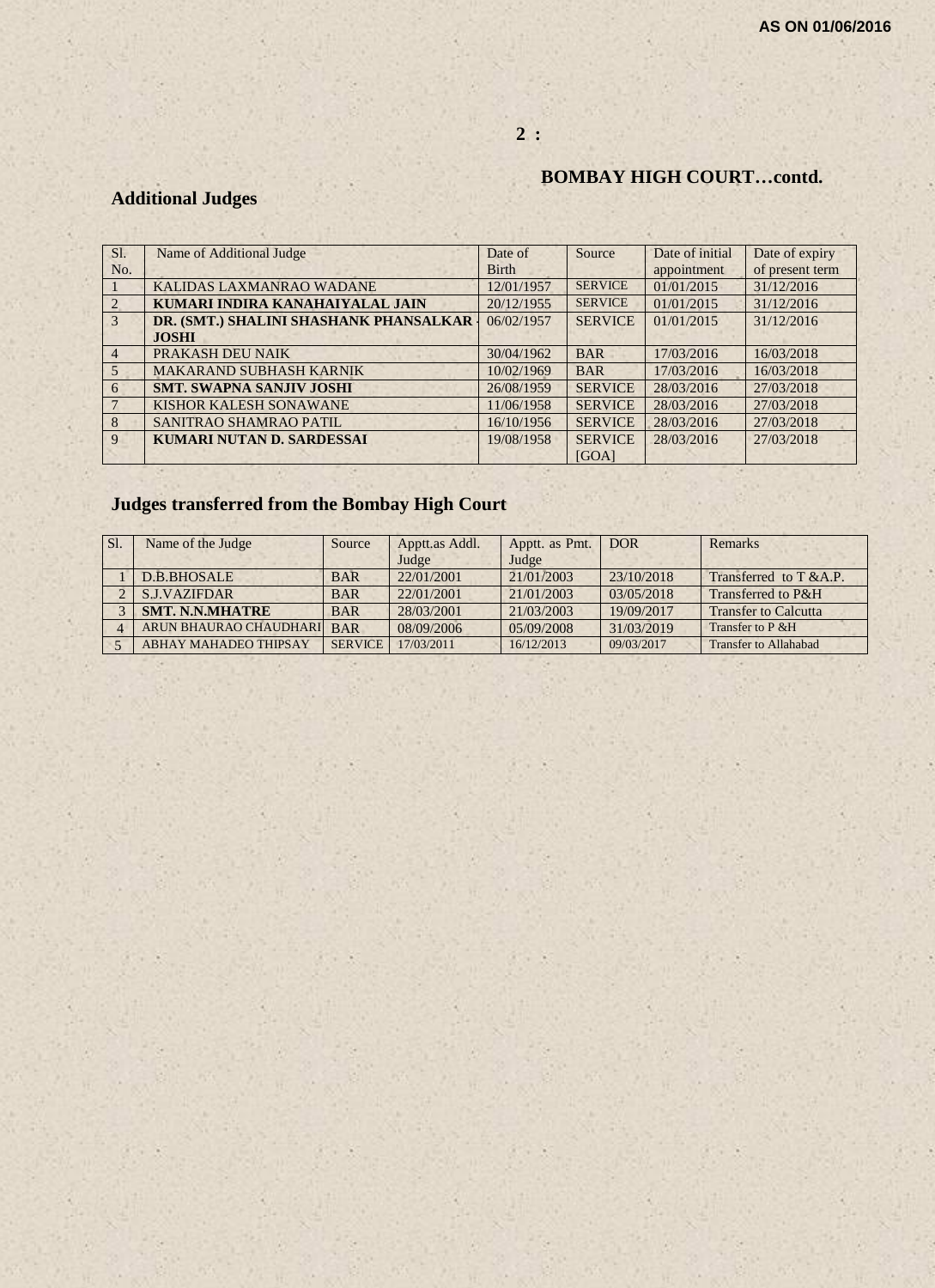AS ON 01/06/2016

2 :

## BOMBAY HIGH COURT…contd.

## Additional Judges

| Sl. No. | Name of Additional Judge | Date of Birth | Source | Date of initial appointment | Date of expiry of present term |
|---|---|---|---|---|---|
| 1 | KALIDAS LAXMANRAO WADANE | 12/01/1957 | SERVICE | 01/01/2015 | 31/12/2016 |
| 2 | **KUMARI INDIRA KANAHAIYALAL JAIN** | 20/12/1955 | SERVICE | 01/01/2015 | 31/12/2016 |
| 3 | **DR. (SMT.) SHALINI SHASHANK PHANSALKAR - JOSHI** | 06/02/1957 | SERVICE | 01/01/2015 | 31/12/2016 |
| 4 | PRAKASH DEU NAIK | 30/04/1962 | BAR | 17/03/2016 | 16/03/2018 |
| 5 | MAKARAND SUBHASH KARNIK | 10/02/1969 | BAR | 17/03/2016 | 16/03/2018 |
| 6 | **SMT. SWAPNA SANJIV JOSHI** | 26/08/1959 | SERVICE | 28/03/2016 | 27/03/2018 |
| 7 | KISHOR KALESH SONAWANE | 11/06/1958 | SERVICE | 28/03/2016 | 27/03/2018 |
| 8 | SANITRAO SHAMRAO PATIL | 16/10/1956 | SERVICE | 28/03/2016 | 27/03/2018 |
| 9 | **KUMARI NUTAN D. SARDESSAI** | 19/08/1958 | SERVICE [GOA] | 28/03/2016 | 27/03/2018 |

## Judges transferred from the Bombay High Court

| Sl. | Name of the Judge | Source | Apptt.as Addl. Judge | Apptt. as Pmt. Judge | DOR | Remarks |
|---|---|---|---|---|---|---|
| 1 | D.B.BHOSALE | BAR | 22/01/2001 | 21/01/2003 | 23/10/2018 | Transferred to T &A.P. |
| 2 | S.J.VAZIFDAR | BAR | 22/01/2001 | 21/01/2003 | 03/05/2018 | Transferred to P&H |
| 3 | **SMT. N.N.MHATRE** | BAR | 28/03/2001 | 21/03/2003 | 19/09/2017 | Transfer to Calcutta |
| 4 | ARUN BHAURAO CHAUDHARI | BAR | 08/09/2006 | 05/09/2008 | 31/03/2019 | Transfer to P &H |
| 5 | ABHAY MAHADEO THIPSAY | SERVICE | 17/03/2011 | 16/12/2013 | 09/03/2017 | Transfer to Allahabad |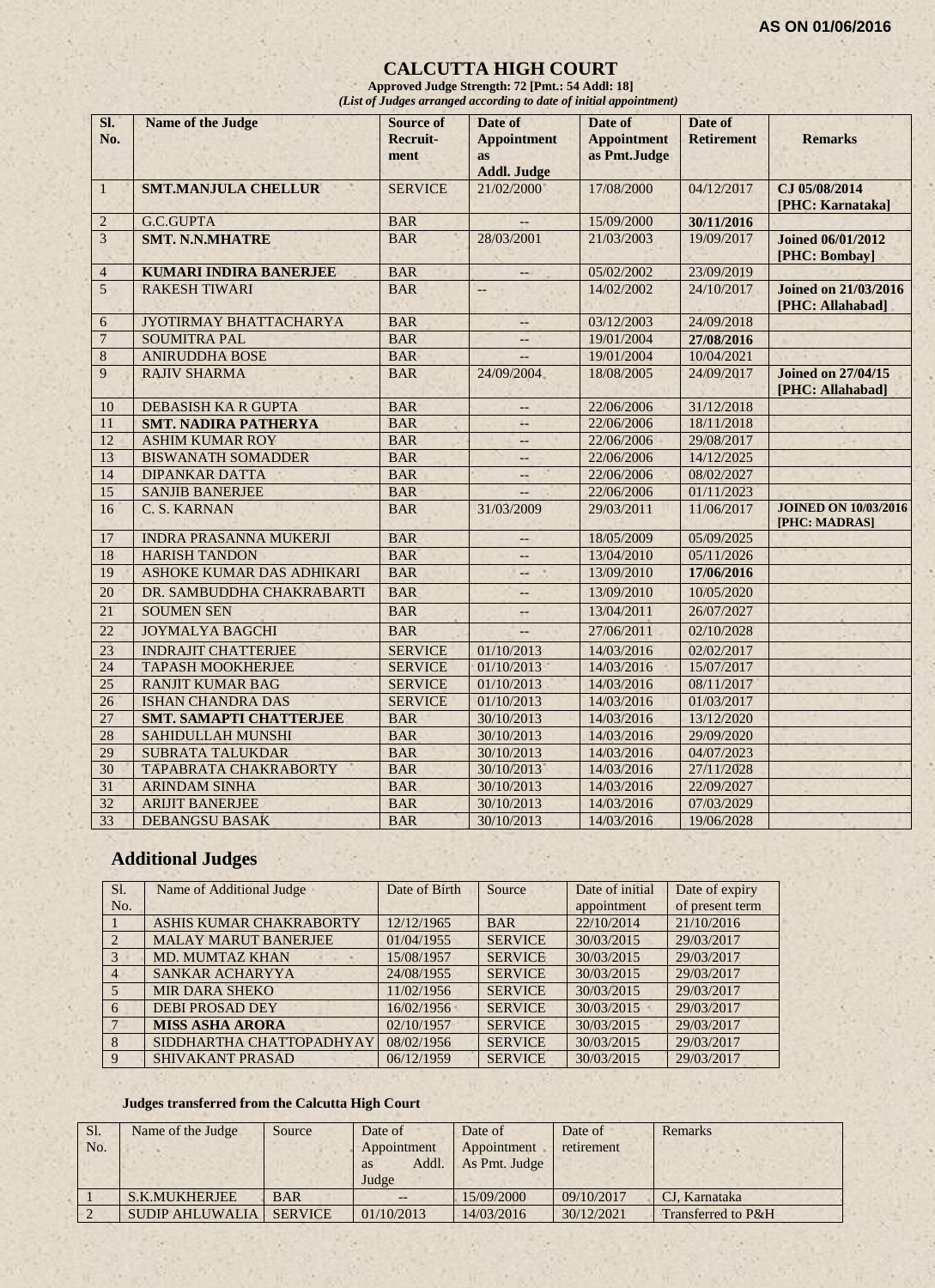**AS ON 01/06/2016**

# CALCUTTA HIGH COURT

**Approved Judge Strength: 72 [Pmt.: 54 Addl: 18]**

***(List of Judges arranged according to date of initial appointment)***

| Sl. No. | Name of the Judge | Source of Recruit-ment | Date of Appointment as Addl. Judge | Date of Appointment as Pmt.Judge | Date of Retirement | Remarks |
|---|---|---|---|---|---|---|
| 1 | **SMT.MANJULA CHELLUR** | SERVICE | 21/02/2000 | 17/08/2000 | 04/12/2017 | **CJ 05/08/2014 [PHC: Karnataka]** |
| 2 | G.C.GUPTA | BAR | -- | 15/09/2000 | **30/11/2016** | |
| 3 | **SMT. N.N.MHATRE** | BAR | 28/03/2001 | 21/03/2003 | 19/09/2017 | **Joined 06/01/2012 [PHC: Bombay]** |
| 4 | **KUMARI INDIRA BANERJEE** | BAR | -- | 05/02/2002 | 23/09/2019 | |
| 5 | RAKESH TIWARI | BAR | -- | 14/02/2002 | 24/10/2017 | **Joined on 21/03/2016 [PHC: Allahabad]** |
| 6 | JYOTIRMAY BHATTACHARYA | BAR | -- | 03/12/2003 | 24/09/2018 | |
| 7 | SOUMITRA PAL | BAR | -- | 19/01/2004 | **27/08/2016** | |
| 8 | ANIRUDDHA BOSE | BAR | -- | 19/01/2004 | 10/04/2021 | |
| 9 | RAJIV SHARMA | BAR | 24/09/2004 | 18/08/2005 | 24/09/2017 | **Joined on 27/04/15 [PHC: Allahabad]** |
| 10 | DEBASISH KA R GUPTA | BAR | -- | 22/06/2006 | 31/12/2018 | |
| 11 | **SMT. NADIRA PATHERYA** | BAR | -- | 22/06/2006 | 18/11/2018 | |
| 12 | ASHIM KUMAR ROY | BAR | -- | 22/06/2006 | 29/08/2017 | |
| 13 | BISWANATH SOMADDER | BAR | -- | 22/06/2006 | 14/12/2025 | |
| 14 | DIPANKAR DATTA | BAR | -- | 22/06/2006 | 08/02/2027 | |
| 15 | SANJIB BANERJEE | BAR | -- | 22/06/2006 | 01/11/2023 | |
| 16 | C. S. KARNAN | BAR | 31/03/2009 | 29/03/2011 | 11/06/2017 | **JOINED ON 10/03/2016 [PHC: MADRAS]** |
| 17 | INDRA PRASANNA MUKERJI | BAR | -- | 18/05/2009 | 05/09/2025 | |
| 18 | HARISH TANDON | BAR | -- | 13/04/2010 | 05/11/2026 | |
| 19 | ASHOKE KUMAR DAS ADHIKARI | BAR | -- | 13/09/2010 | **17/06/2016** | |
| 20 | DR. SAMBUDDHA CHAKRABARTI | BAR | -- | 13/09/2010 | 10/05/2020 | |
| 21 | SOUMEN SEN | BAR | -- | 13/04/2011 | 26/07/2027 | |
| 22 | JOYMALYA BAGCHI | BAR | -- | 27/06/2011 | 02/10/2028 | |
| 23 | INDRAJIT CHATTERJEE | SERVICE | 01/10/2013 | 14/03/2016 | 02/02/2017 | |
| 24 | TAPASH MOOKHERJEE | SERVICE | 01/10/2013 | 14/03/2016 | 15/07/2017 | |
| 25 | RANJIT KUMAR BAG | SERVICE | 01/10/2013 | 14/03/2016 | 08/11/2017 | |
| 26 | ISHAN CHANDRA DAS | SERVICE | 01/10/2013 | 14/03/2016 | 01/03/2017 | |
| 27 | **SMT. SAMAPTI CHATTERJEE** | BAR | 30/10/2013 | 14/03/2016 | 13/12/2020 | |
| 28 | SAHIDULLAH MUNSHI | BAR | 30/10/2013 | 14/03/2016 | 29/09/2020 | |
| 29 | SUBRATA TALUKDAR | BAR | 30/10/2013 | 14/03/2016 | 04/07/2023 | |
| 30 | TAPABRATA CHAKRABORTY | BAR | 30/10/2013 | 14/03/2016 | 27/11/2028 | |
| 31 | ARINDAM SINHA | BAR | 30/10/2013 | 14/03/2016 | 22/09/2027 | |
| 32 | ARIJIT BANERJEE | BAR | 30/10/2013 | 14/03/2016 | 07/03/2029 | |
| 33 | DEBANGSU BASAK | BAR | 30/10/2013 | 14/03/2016 | 19/06/2028 | |

## Additional Judges

| Sl. No. | Name of Additional Judge | Date of Birth | Source | Date of initial appointment | Date of expiry of present term |
|---|---|---|---|---|---|
| 1 | ASHIS KUMAR CHAKRABORTY | 12/12/1965 | BAR | 22/10/2014 | 21/10/2016 |
| 2 | MALAY MARUT BANERJEE | 01/04/1955 | SERVICE | 30/03/2015 | 29/03/2017 |
| 3 | MD. MUMTAZ KHAN | 15/08/1957 | SERVICE | 30/03/2015 | 29/03/2017 |
| 4 | SANKAR ACHARYYA | 24/08/1955 | SERVICE | 30/03/2015 | 29/03/2017 |
| 5 | MIR DARA SHEKO | 11/02/1956 | SERVICE | 30/03/2015 | 29/03/2017 |
| 6 | DEBI PROSAD DEY | 16/02/1956 | SERVICE | 30/03/2015 | 29/03/2017 |
| 7 | **MISS ASHA ARORA** | 02/10/1957 | SERVICE | 30/03/2015 | 29/03/2017 |
| 8 | SIDDHARTHA CHATTOPADHYAY | 08/02/1956 | SERVICE | 30/03/2015 | 29/03/2017 |
| 9 | SHIVAKANT PRASAD | 06/12/1959 | SERVICE | 30/03/2015 | 29/03/2017 |

### Judges transferred from the Calcutta High Court

| Sl. No. | Name of the Judge | Source | Date of Appointment as Addl. Judge | Date of Appointment As Pmt. Judge | Date of retirement | Remarks |
|---|---|---|---|---|---|---|
| 1 | S.K.MUKHERJEE | BAR | -- | 15/09/2000 | 09/10/2017 | CJ, Karnataka |
| 2 | SUDIP AHLUWALIA | SERVICE | 01/10/2013 | 14/03/2016 | 30/12/2021 | Transferred to P&H |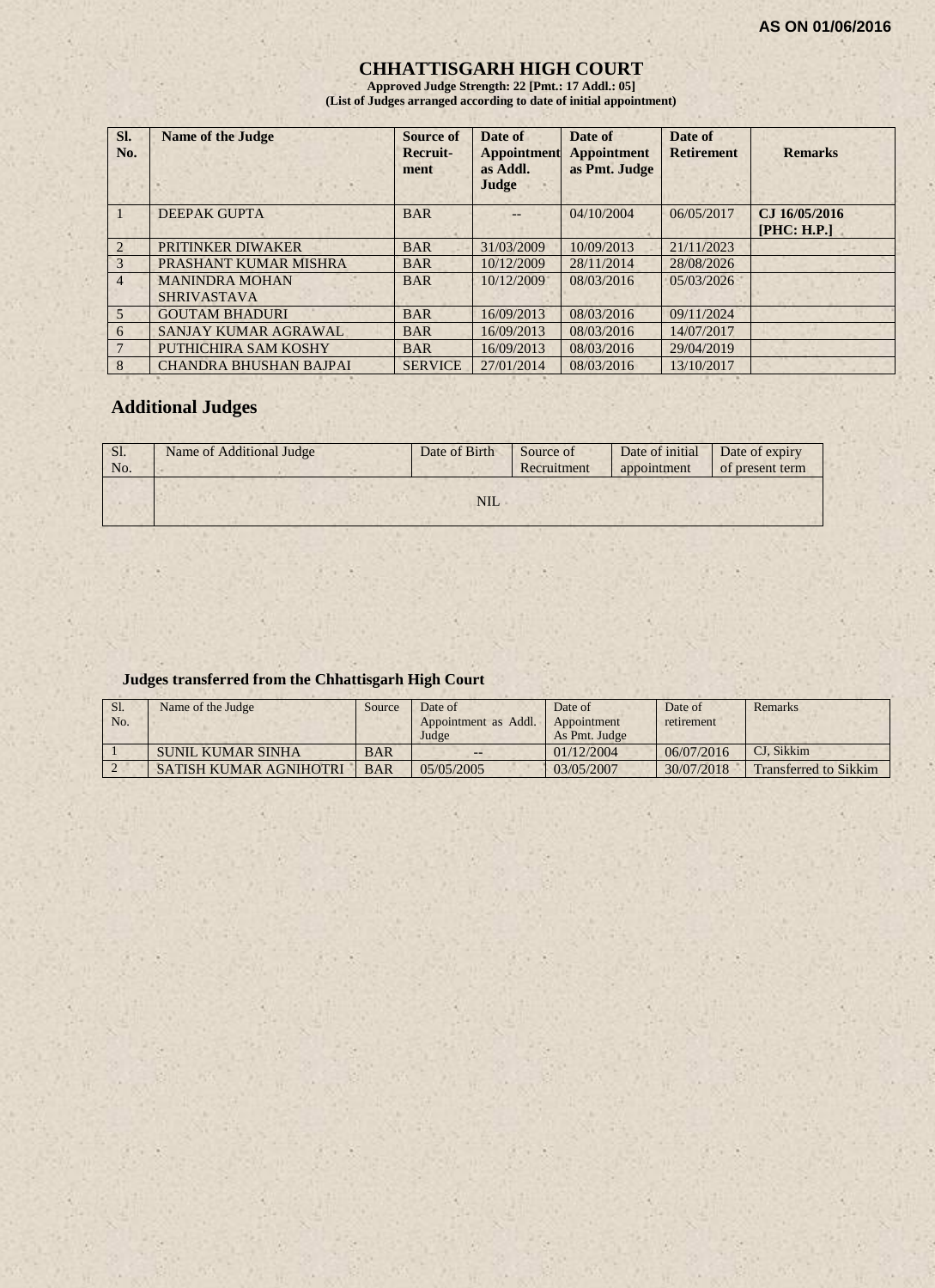AS ON 01/06/2016

# CHHATTISGARH HIGH COURT

**Approved Judge Strength: 22 [Pmt.: 17 Addl.: 05]**
**(List of Judges arranged according to date of initial appointment)**

| Sl. No. | Name of the Judge | Source of Recruit-ment | Date of Appointment as Addl. Judge | Date of Appointment as Pmt. Judge | Date of Retirement | Remarks |
|---|---|---|---|---|---|---|
| 1 | DEEPAK GUPTA | BAR | -- | 04/10/2004 | 06/05/2017 | **CJ 16/05/2016 [PHC: H.P.]** |
| 2 | PRITINKER DIWAKER | BAR | 31/03/2009 | 10/09/2013 | 21/11/2023 | |
| 3 | PRASHANT KUMAR MISHRA | BAR | 10/12/2009 | 28/11/2014 | 28/08/2026 | |
| 4 | MANINDRA MOHAN SHRIVASTAVA | BAR | 10/12/2009 | 08/03/2016 | 05/03/2026 | |
| 5 | GOUTAM BHADURI | BAR | 16/09/2013 | 08/03/2016 | 09/11/2024 | |
| 6 | SANJAY KUMAR AGRAWAL | BAR | 16/09/2013 | 08/03/2016 | 14/07/2017 | |
| 7 | PUTHICHIRA SAM KOSHY | BAR | 16/09/2013 | 08/03/2016 | 29/04/2019 | |
| 8 | CHANDRA BHUSHAN BAJPAI | SERVICE | 27/01/2014 | 08/03/2016 | 13/10/2017 | |

## Additional Judges

| Sl. No. | Name of Additional Judge | Date of Birth | Source of Recruitment | Date of initial appointment | Date of expiry of present term |
|---|---|---|---|---|---|
| | NIL | | | | |

### Judges transferred from the Chhattisgarh High Court

| Sl. No. | Name of the Judge | Source | Date of Appointment as Addl. Judge | Date of Appointment As Pmt. Judge | Date of retirement | Remarks |
|---|---|---|---|---|---|---|
| 1 | SUNIL KUMAR SINHA | BAR | -- | 01/12/2004 | 06/07/2016 | CJ, Sikkim |
| 2 | SATISH KUMAR AGNIHOTRI | BAR | 05/05/2005 | 03/05/2007 | 30/07/2018 | Transferred to Sikkim |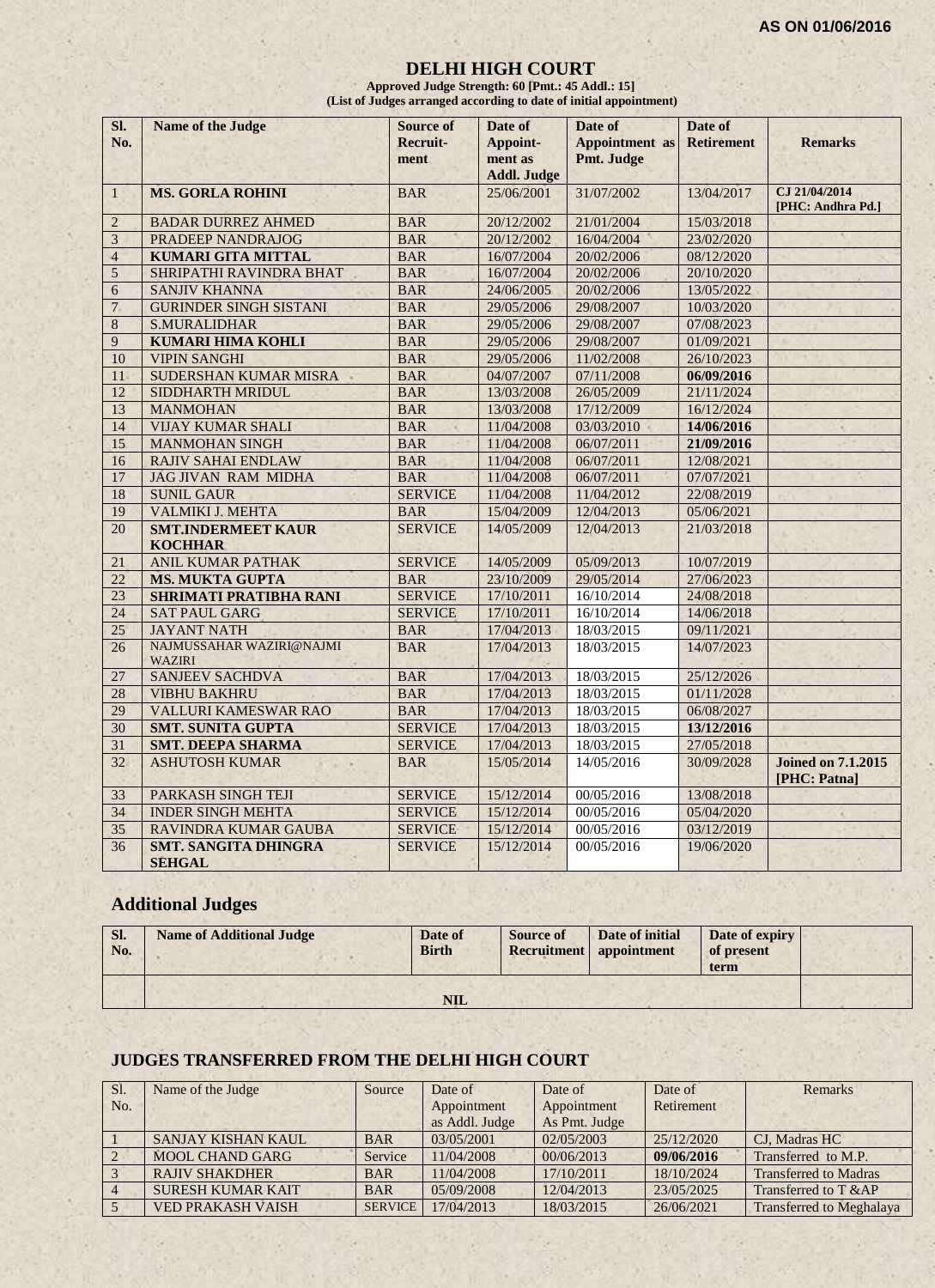**AS ON 01/06/2016**

# DELHI HIGH COURT

**Approved Judge Strength: 60 [Pmt.: 45 Addl.: 15]**
**(List of Judges arranged according to date of initial appointment)**

| Sl. No. | Name of the Judge | Source of Recruit-ment | Date of Appoint-ment as Addl. Judge | Date of Appointment as Pmt. Judge | Date of Retirement | Remarks |
|---|---|---|---|---|---|---|
| 1 | **MS. GORLA ROHINI** | BAR | 25/06/2001 | 31/07/2002 | 13/04/2017 | **CJ 21/04/2014 [PHC: Andhra Pd.]** |
| 2 | BADAR DURREZ AHMED | BAR | 20/12/2002 | 21/01/2004 | 15/03/2018 | |
| 3 | PRADEEP NANDRAJOG | BAR | 20/12/2002 | 16/04/2004 | 23/02/2020 | |
| 4 | **KUMARI GITA MITTAL** | BAR | 16/07/2004 | 20/02/2006 | 08/12/2020 | |
| 5 | SHRIPATHI RAVINDRA BHAT | BAR | 16/07/2004 | 20/02/2006 | 20/10/2020 | |
| 6 | SANJIV KHANNA | BAR | 24/06/2005 | 20/02/2006 | 13/05/2022 | |
| 7 | GURINDER SINGH SISTANI | BAR | 29/05/2006 | 29/08/2007 | 10/03/2020 | |
| 8 | S.MURALIDHAR | BAR | 29/05/2006 | 29/08/2007 | 07/08/2023 | |
| 9 | **KUMARI HIMA KOHLI** | BAR | 29/05/2006 | 29/08/2007 | 01/09/2021 | |
| 10 | VIPIN SANGHI | BAR | 29/05/2006 | 11/02/2008 | 26/10/2023 | |
| 11 | SUDERSHAN KUMAR MISRA | BAR | 04/07/2007 | 07/11/2008 | **06/09/2016** | |
| 12 | SIDDHARTH MRIDUL | BAR | 13/03/2008 | 26/05/2009 | 21/11/2024 | |
| 13 | MANMOHAN | BAR | 13/03/2008 | 17/12/2009 | 16/12/2024 | |
| 14 | VIJAY KUMAR SHALI | BAR | 11/04/2008 | 03/03/2010 | **14/06/2016** | |
| 15 | MANMOHAN SINGH | BAR | 11/04/2008 | 06/07/2011 | **21/09/2016** | |
| 16 | RAJIV SAHAI ENDLAW | BAR | 11/04/2008 | 06/07/2011 | 12/08/2021 | |
| 17 | JAG JIVAN RAM MIDHA | BAR | 11/04/2008 | 06/07/2011 | 07/07/2021 | |
| 18 | SUNIL GAUR | SERVICE | 11/04/2008 | 11/04/2012 | 22/08/2019 | |
| 19 | VALMIKI J. MEHTA | BAR | 15/04/2009 | 12/04/2013 | 05/06/2021 | |
| 20 | **SMT.INDERMEET KAUR KOCHHAR** | SERVICE | 14/05/2009 | 12/04/2013 | 21/03/2018 | |
| 21 | ANIL KUMAR PATHAK | SERVICE | 14/05/2009 | 05/09/2013 | 10/07/2019 | |
| 22 | **MS. MUKTA GUPTA** | BAR | 23/10/2009 | 29/05/2014 | 27/06/2023 | |
| 23 | **SHRIMATI PRATIBHA RANI** | SERVICE | 17/10/2011 | 16/10/2014 | 24/08/2018 | |
| 24 | SAT PAUL GARG | SERVICE | 17/10/2011 | 16/10/2014 | 14/06/2018 | |
| 25 | JAYANT NATH | BAR | 17/04/2013 | 18/03/2015 | 09/11/2021 | |
| 26 | NAJMUSSAHAR WAZIRI@NAJMI WAZIRI | BAR | 17/04/2013 | 18/03/2015 | 14/07/2023 | |
| 27 | SANJEEV SACHDVA | BAR | 17/04/2013 | 18/03/2015 | 25/12/2026 | |
| 28 | VIBHU BAKHRU | BAR | 17/04/2013 | 18/03/2015 | 01/11/2028 | |
| 29 | VALLURI KAMESWAR RAO | BAR | 17/04/2013 | 18/03/2015 | 06/08/2027 | |
| 30 | **SMT. SUNITA GUPTA** | SERVICE | 17/04/2013 | 18/03/2015 | **13/12/2016** | |
| 31 | **SMT. DEEPA SHARMA** | SERVICE | 17/04/2013 | 18/03/2015 | 27/05/2018 | |
| 32 | ASHUTOSH KUMAR | BAR | 15/05/2014 | 14/05/2016 | 30/09/2028 | **Joined on 7.1.2015 [PHC: Patna]** |
| 33 | PARKASH SINGH TEJI | SERVICE | 15/12/2014 | 00/05/2016 | 13/08/2018 | |
| 34 | INDER SINGH MEHTA | SERVICE | 15/12/2014 | 00/05/2016 | 05/04/2020 | |
| 35 | RAVINDRA KUMAR GAUBA | SERVICE | 15/12/2014 | 00/05/2016 | 03/12/2019 | |
| 36 | **SMT. SANGITA DHINGRA SEHGAL** | SERVICE | 15/12/2014 | 00/05/2016 | 19/06/2020 | |

## Additional Judges

| Sl. No. | Name of Additional Judge | Date of Birth | Source of Recruitment | Date of initial appointment | Date of expiry of present term | |
|---|---|---|---|---|---|---|
| | NIL | | | | | |

## JUDGES TRANSFERRED FROM THE DELHI HIGH COURT

| Sl. No. | Name of the Judge | Source | Date of Appointment as Addl. Judge | Date of Appointment As Pmt. Judge | Date of Retirement | Remarks |
|---|---|---|---|---|---|---|
| 1 | SANJAY KISHAN KAUL | BAR | 03/05/2001 | 02/05/2003 | 25/12/2020 | CJ, Madras HC |
| 2 | MOOL CHAND GARG | Service | 11/04/2008 | 00/06/2013 | **09/06/2016** | Transferred to M.P. |
| 3 | RAJIV SHAKDHER | BAR | 11/04/2008 | 17/10/2011 | 18/10/2024 | Transferred to Madras |
| 4 | SURESH KUMAR KAIT | BAR | 05/09/2008 | 12/04/2013 | 23/05/2025 | Transferred to T &AP |
| 5 | VED PRAKASH VAISH | SERVICE | 17/04/2013 | 18/03/2015 | 26/06/2021 | Transferred to Meghalaya |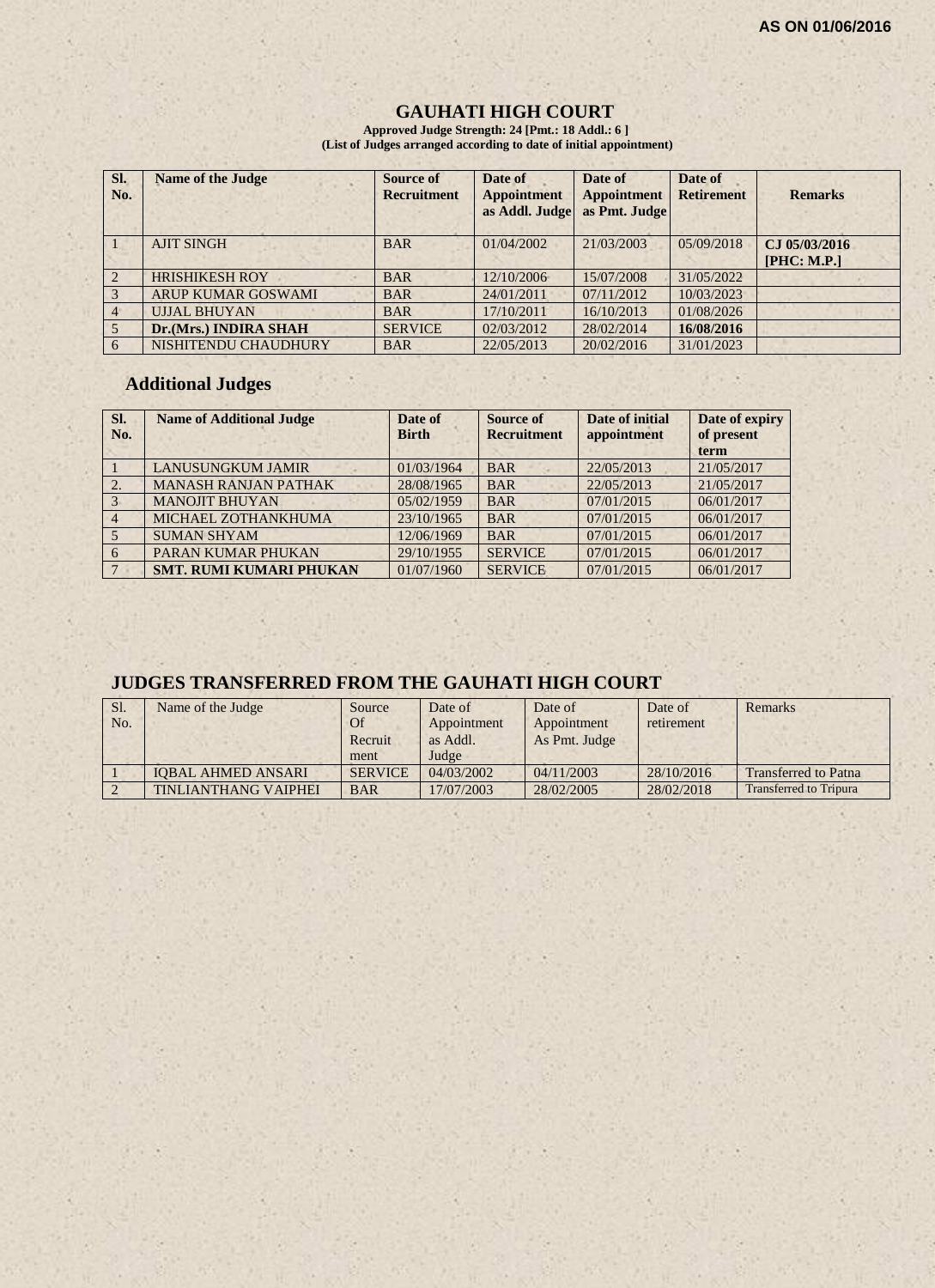AS ON 01/06/2016

# GAUHATI HIGH COURT

**Approved Judge Strength: 24 [Pmt.: 18 Addl.: 6 ]**
**(List of Judges arranged according to date of initial appointment)**

| Sl. No. | Name of the Judge | Source of Recruitment | Date of Appointment as Addl. Judge | Date of Appointment as Pmt. Judge | Date of Retirement | Remarks |
|---|---|---|---|---|---|---|
| 1 | AJIT SINGH | BAR | 01/04/2002 | 21/03/2003 | 05/09/2018 | **CJ 05/03/2016 [PHC: M.P.]** |
| 2 | HRISHIKESH ROY | BAR | 12/10/2006 | 15/07/2008 | 31/05/2022 | |
| 3 | ARUP KUMAR GOSWAMI | BAR | 24/01/2011 | 07/11/2012 | 10/03/2023 | |
| 4 | UJJAL BHUYAN | BAR | 17/10/2011 | 16/10/2013 | 01/08/2026 | |
| 5 | **Dr.(Mrs.) INDIRA SHAH** | SERVICE | 02/03/2012 | 28/02/2014 | **16/08/2016** | |
| 6 | NISHITENDU CHAUDHURY | BAR | 22/05/2013 | 20/02/2016 | 31/01/2023 | |

## Additional Judges

| Sl. No. | Name of Additional Judge | Date of Birth | Source of Recruitment | Date of initial appointment | Date of expiry of present term |
|---|---|---|---|---|---|
| 1 | LANUSUNGKUM JAMIR | 01/03/1964 | BAR | 22/05/2013 | 21/05/2017 |
| 2. | MANASH RANJAN PATHAK | 28/08/1965 | BAR | 22/05/2013 | 21/05/2017 |
| 3 | MANOJIT BHUYAN | 05/02/1959 | BAR | 07/01/2015 | 06/01/2017 |
| 4 | MICHAEL ZOTHANKHUMA | 23/10/1965 | BAR | 07/01/2015 | 06/01/2017 |
| 5 | SUMAN SHYAM | 12/06/1969 | BAR | 07/01/2015 | 06/01/2017 |
| 6 | PARAN KUMAR PHUKAN | 29/10/1955 | SERVICE | 07/01/2015 | 06/01/2017 |
| 7 | **SMT. RUMI KUMARI PHUKAN** | 01/07/1960 | SERVICE | 07/01/2015 | 06/01/2017 |

## JUDGES TRANSFERRED FROM THE GAUHATI HIGH COURT

| Sl. No. | Name of the Judge | Source Of Recruitment | Date of Appointment as Addl. Judge | Date of Appointment As Pmt. Judge | Date of retirement | Remarks |
|---|---|---|---|---|---|---|
| 1 | IQBAL AHMED ANSARI | SERVICE | 04/03/2002 | 04/11/2003 | 28/10/2016 | Transferred to Patna |
| 2 | TINLIANTHANG VAIPHEI | BAR | 17/07/2003 | 28/02/2005 | 28/02/2018 | Transferred to Tripura |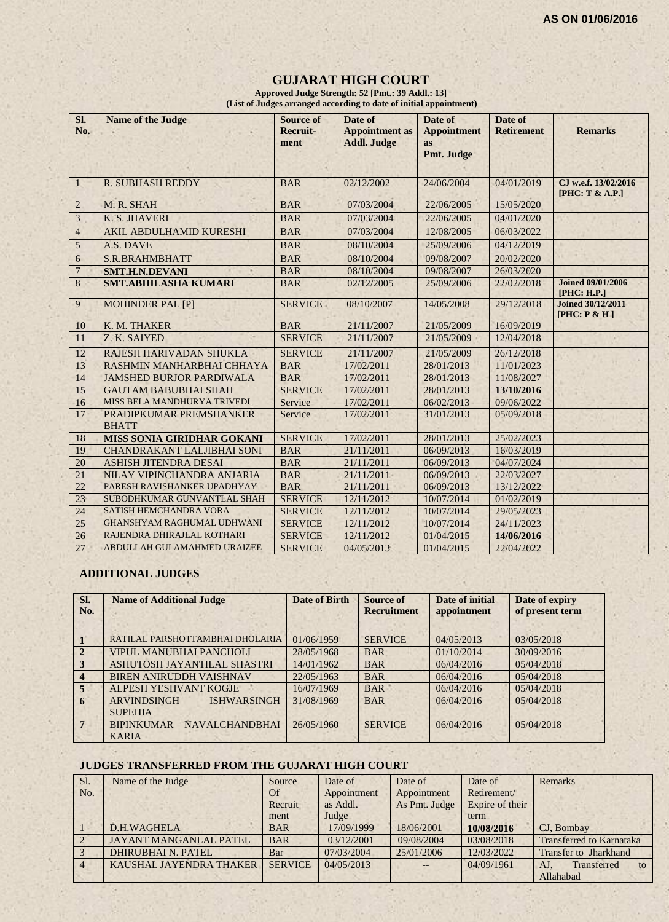AS ON 01/06/2016

# GUJARAT HIGH COURT

**Approved Judge Strength: 52 [Pmt.: 39 Addl.: 13]**
**(List of Judges arranged according to date of initial appointment)**

| Sl. No. | Name of the Judge | Source of Recruit-ment | Date of Appointment as Addl. Judge | Date of Appointment as Pmt. Judge | Date of Retirement | Remarks |
|---|---|---|---|---|---|---|
| 1 | R. SUBHASH REDDY | BAR | 02/12/2002 | 24/06/2004 | 04/01/2019 | **CJ w.e.f. 13/02/2016 [PHC: T & A.P.]** |
| 2 | M. R. SHAH | BAR | 07/03/2004 | 22/06/2005 | 15/05/2020 | |
| 3 | K. S. JHAVERI | BAR | 07/03/2004 | 22/06/2005 | 04/01/2020 | |
| 4 | AKIL ABDULHAMID KURESHI | BAR | 07/03/2004 | 12/08/2005 | 06/03/2022 | |
| 5 | A.S. DAVE | BAR | 08/10/2004 | 25/09/2006 | 04/12/2019 | |
| 6 | S.R.BRAHMBHATT | BAR | 08/10/2004 | 09/08/2007 | 20/02/2020 | |
| 7 | **SMT.H.N.DEVANI** | BAR | 08/10/2004 | 09/08/2007 | 26/03/2020 | |
| 8 | **SMT.ABHILASHA KUMARI** | BAR | 02/12/2005 | 25/09/2006 | 22/02/2018 | **Joined 09/01/2006 [PHC: H.P.]** |
| 9 | MOHINDER PAL [P] | SERVICE | 08/10/2007 | 14/05/2008 | 29/12/2018 | **Joined 30/12/2011 [PHC: P & H ]** |
| 10 | K. M. THAKER | BAR | 21/11/2007 | 21/05/2009 | 16/09/2019 | |
| 11 | Z. K. SAIYED | SERVICE | 21/11/2007 | 21/05/2009 | 12/04/2018 | |
| 12 | RAJESH HARIVADAN SHUKLA | SERVICE | 21/11/2007 | 21/05/2009 | 26/12/2018 | |
| 13 | RASHMIN MANHARBHAI CHHAYA | BAR | 17/02/2011 | 28/01/2013 | 11/01/2023 | |
| 14 | JAMSHED BURJOR PARDIWALA | BAR | 17/02/2011 | 28/01/2013 | 11/08/2027 | |
| 15 | GAUTAM BABUBHAI SHAH | SERVICE | 17/02/2011 | 28/01/2013 | **13/10/2016** | |
| 16 | MISS BELA MANDHURYA TRIVEDI | Service | 17/02/2011 | 06/02/2013 | 09/06/2022 | |
| 17 | PRADIPKUMAR PREMSHANKER BHATT | Service | 17/02/2011 | 31/01/2013 | 05/09/2018 | |
| 18 | **MISS SONIA GIRIDHAR GOKANI** | SERVICE | 17/02/2011 | 28/01/2013 | 25/02/2023 | |
| 19 | CHANDRAKANT LALJIBHAI SONI | BAR | 21/11/2011 | 06/09/2013 | 16/03/2019 | |
| 20 | ASHISH JITENDRA DESAI | BAR | 21/11/2011 | 06/09/2013 | 04/07/2024 | |
| 21 | NILAY VIPINCHANDRA ANJARIA | BAR | 21/11/2011 | 06/09/2013 | 22/03/2027 | |
| 22 | PARESH RAVISHANKER UPADHYAY | BAR | 21/11/2011 | 06/09/2013 | 13/12/2022 | |
| 23 | SUBODHKUMAR GUNVANTLAL SHAH | SERVICE | 12/11/2012 | 10/07/2014 | 01/02/2019 | |
| 24 | SATISH HEMCHANDRA VORA | SERVICE | 12/11/2012 | 10/07/2014 | 29/05/2023 | |
| 25 | GHANSHYAM RAGHUMAL UDHWANI | SERVICE | 12/11/2012 | 10/07/2014 | 24/11/2023 | |
| 26 | RAJENDRA DHIRAJLAL KOTHARI | SERVICE | 12/11/2012 | 01/04/2015 | **14/06/2016** | |
| 27 | ABDULLAH GULAMAHMED URAIZEE | SERVICE | 04/05/2013 | 01/04/2015 | 22/04/2022 | |

## ADDITIONAL JUDGES

| Sl. No. | Name of Additional Judge | Date of Birth | Source of Recruitment | Date of initial appointment | Date of expiry of present term |
|---|---|---|---|---|---|
| **1** | RATILAL PARSHOTTAMBHAI DHOLARIA | 01/06/1959 | SERVICE | 04/05/2013 | 03/05/2018 |
| **2** | VIPUL MANUBHAI PANCHOLI | 28/05/1968 | BAR | 01/10/2014 | 30/09/2016 |
| **3** | ASHUTOSH JAYANTILAL SHASTRI | 14/01/1962 | BAR | 06/04/2016 | 05/04/2018 |
| **4** | BIREN ANIRUDDH VAISHNAV | 22/05/1963 | BAR | 06/04/2016 | 05/04/2018 |
| **5** | ALPESH YESHVANT KOGJE | 16/07/1969 | BAR | 06/04/2016 | 05/04/2018 |
| **6** | ARVINDSINGH ISHWARSINGH SUPEHIA | 31/08/1969 | BAR | 06/04/2016 | 05/04/2018 |
| **7** | BIPINKUMAR NAVALCHANDBHAI KARIA | 26/05/1960 | SERVICE | 06/04/2016 | 05/04/2018 |

## JUDGES TRANSFERRED FROM THE GUJARAT HIGH COURT

| Sl. No. | Name of the Judge | Source Of Recruit ment | Date of Appointment as Addl. Judge | Date of Appointment As Pmt. Judge | Date of Retirement/ Expire of their term | Remarks |
|---|---|---|---|---|---|---|
| 1 | D.H.WAGHELA | BAR | 17/09/1999 | 18/06/2001 | **10/08/2016** | CJ, Bombay |
| 2 | JAYANT MANGANLAL PATEL | BAR | 03/12/2001 | 09/08/2004 | 03/08/2018 | Transferred to Karnataka |
| 3 | DHIRUBHAI N. PATEL | Bar | 07/03/2004 | 25/01/2006 | 12/03/2022 | Transfer to Jharkhand |
| 4 | KAUSHAL JAYENDRA THAKER | SERVICE | 04/05/2013 | -- | 04/09/1961 | AJ, Transferred to Allahabad |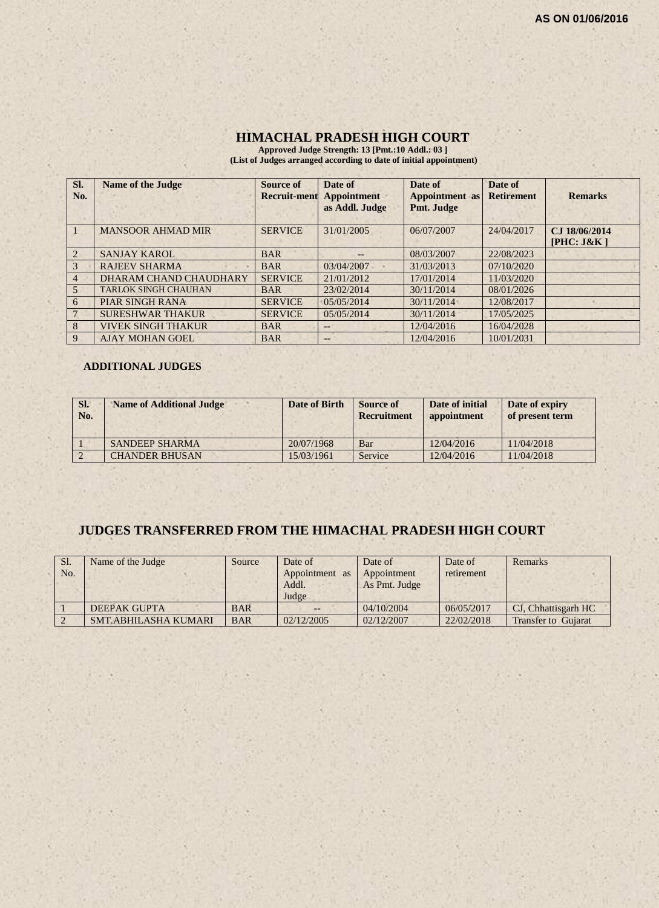AS ON 01/06/2016

# HIMACHAL PRADESH HIGH COURT

**Approved Judge Strength: 13 [Pmt.:10 Addl.: 03 ]**
**(List of Judges arranged according to date of initial appointment)**

| Sl. No. | Name of the Judge | Source of Recruit-ment | Date of Appointment as Addl. Judge | Date of Appointment as Pmt. Judge | Date of Retirement | Remarks |
|---|---|---|---|---|---|---|
| 1 | MANSOOR AHMAD MIR | SERVICE | 31/01/2005 | 06/07/2007 | 24/04/2017 | **CJ 18/06/2014 [PHC: J&K ]** |
| 2 | SANJAY KAROL | BAR | -- | 08/03/2007 | 22/08/2023 | |
| 3 | RAJEEV SHARMA | BAR | 03/04/2007 | 31/03/2013 | 07/10/2020 | |
| 4 | DHARAM CHAND CHAUDHARY | SERVICE | 21/01/2012 | 17/01/2014 | 11/03/2020 | |
| 5 | TARLOK SINGH CHAUHAN | BAR | 23/02/2014 | 30/11/2014 | 08/01/2026 | |
| 6 | PIAR SINGH RANA | SERVICE | 05/05/2014 | 30/11/2014 | 12/08/2017 | |
| 7 | SURESHWAR THAKUR | SERVICE | 05/05/2014 | 30/11/2014 | 17/05/2025 | |
| 8 | VIVEK SINGH THAKUR | BAR | -- | 12/04/2016 | 16/04/2028 | |
| 9 | AJAY MOHAN GOEL | BAR | -- | 12/04/2016 | 10/01/2031 | |

## ADDITIONAL JUDGES

| Sl. No. | Name of Additional Judge | Date of Birth | Source of Recruitment | Date of initial appointment | Date of expiry of present term |
|---|---|---|---|---|---|
| 1 | SANDEEP SHARMA | 20/07/1968 | Bar | 12/04/2016 | 11/04/2018 |
| 2 | CHANDER BHUSAN | 15/03/1961 | Service | 12/04/2016 | 11/04/2018 |

## JUDGES TRANSFERRED FROM THE HIMACHAL PRADESH HIGH COURT

| Sl. No. | Name of the Judge | Source | Date of Appointment as Addl. Judge | Date of Appointment As Pmt. Judge | Date of retirement | Remarks |
|---|---|---|---|---|---|---|
| 1 | DEEPAK GUPTA | BAR | -- | 04/10/2004 | 06/05/2017 | CJ, Chhattisgarh HC |
| 2 | SMT.ABHILASHA KUMARI | BAR | 02/12/2005 | 02/12/2007 | 22/02/2018 | Transfer to Gujarat |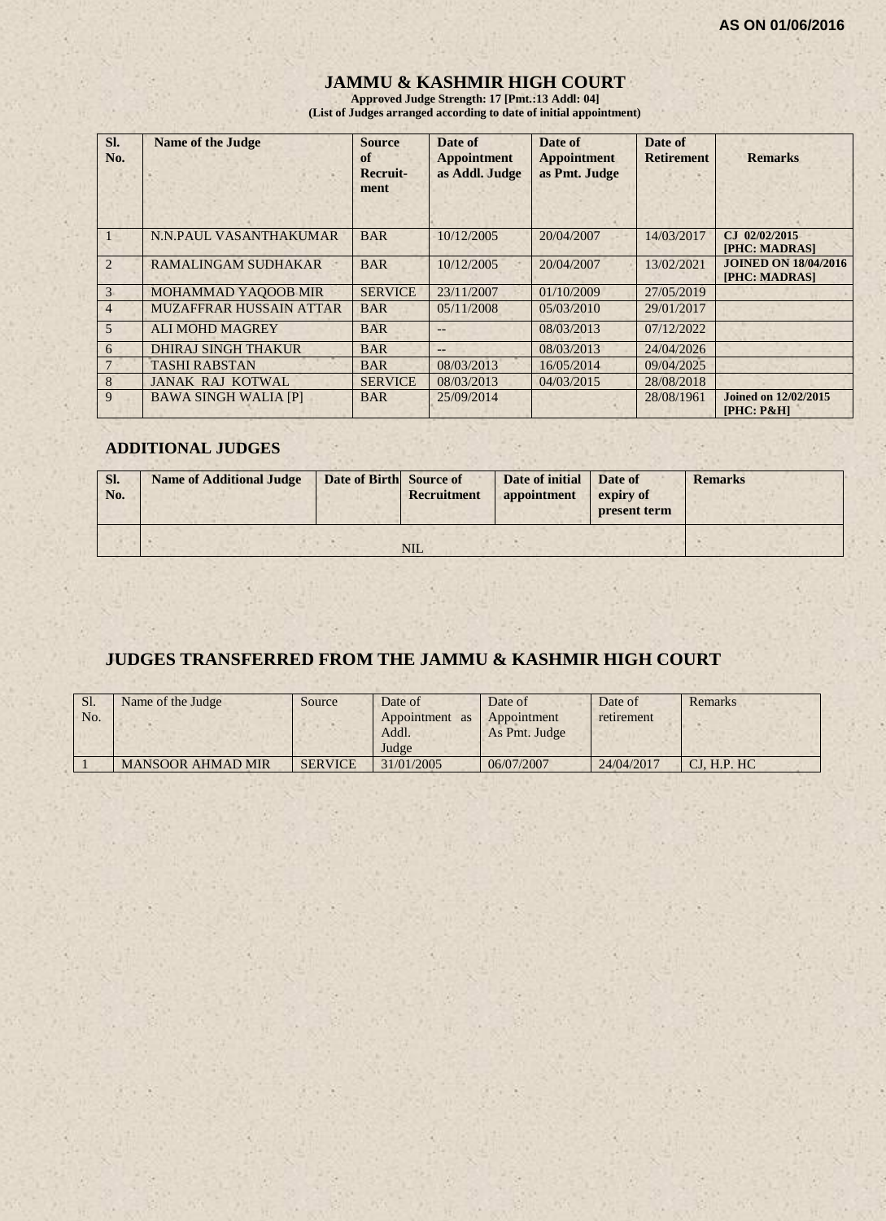AS ON 01/06/2016

# JAMMU & KASHMIR HIGH COURT

**Approved Judge Strength: 17 [Pmt.:13 Addl: 04]**
**(List of Judges arranged according to date of initial appointment)**

| Sl. No. | Name of the Judge | Source of Recruit-ment | Date of Appointment as Addl. Judge | Date of Appointment as Pmt. Judge | Date of Retirement | Remarks |
|---|---|---|---|---|---|---|
| 1 | N.N.PAUL VASANTHAKUMAR | BAR | 10/12/2005 | 20/04/2007 | 14/03/2017 | CJ 02/02/2015 [PHC: MADRAS] |
| 2 | RAMALINGAM SUDHAKAR | BAR | 10/12/2005 | 20/04/2007 | 13/02/2021 | JOINED ON 18/04/2016 [PHC: MADRAS] |
| 3 | MOHAMMAD YAQOOB MIR | SERVICE | 23/11/2007 | 01/10/2009 | 27/05/2019 | |
| 4 | MUZAFFRAR HUSSAIN ATTAR | BAR | 05/11/2008 | 05/03/2010 | 29/01/2017 | |
| 5 | ALI MOHD MAGREY | BAR | -- | 08/03/2013 | 07/12/2022 | |
| 6 | DHIRAJ SINGH THAKUR | BAR | -- | 08/03/2013 | 24/04/2026 | |
| 7 | TASHI RABSTAN | BAR | 08/03/2013 | 16/05/2014 | 09/04/2025 | |
| 8 | JANAK RAJ KOTWAL | SERVICE | 08/03/2013 | 04/03/2015 | 28/08/2018 | |
| 9 | BAWA SINGH WALIA [P] | BAR | 25/09/2014 | | 28/08/1961 | Joined on 12/02/2015 [PHC: P&H] |

## ADDITIONAL JUDGES

| Sl. No. | Name of Additional Judge | Date of Birth | Source of Recruitment | Date of initial appointment | Date of expiry of present term | Remarks |
|---|---|---|---|---|---|---|
| | NIL | | | | | |

## JUDGES TRANSFERRED FROM THE JAMMU & KASHMIR HIGH COURT

| Sl. No. | Name of the Judge | Source | Date of Appointment as Addl. Judge | Date of Appointment As Pmt. Judge | Date of retirement | Remarks |
|---|---|---|---|---|---|---|
| 1 | MANSOOR AHMAD MIR | SERVICE | 31/01/2005 | 06/07/2007 | 24/04/2017 | CJ, H.P. HC |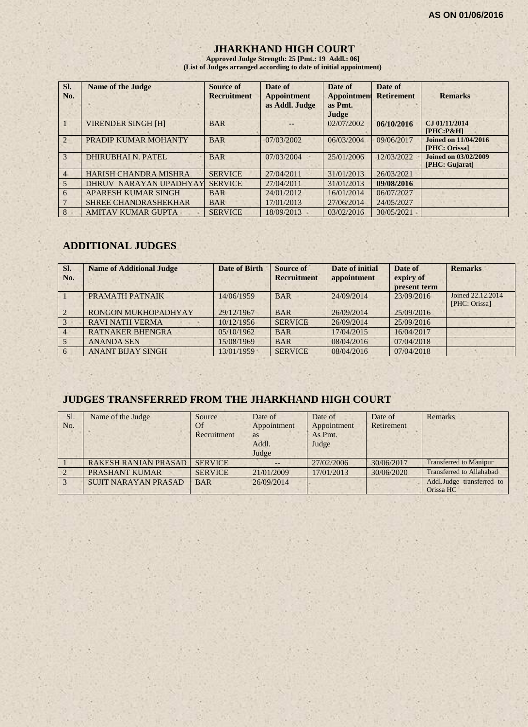AS ON 01/06/2016

# JHARKHAND HIGH COURT

**Approved Judge Strength: 25 [Pmt.: 19 Addl.: 06]**
**(List of Judges arranged according to date of initial appointment)**

| Sl. No. | Name of the Judge | Source of Recruitment | Date of Appointment as Addl. Judge | Date of Appointment as Pmt. Judge | Date of Retirement | Remarks |
|---|---|---|---|---|---|---|
| 1 | VIRENDER SINGH [H] | BAR | -- | 02/07/2002 | **06/10/2016** | **CJ 01/11/2014 [PHC:P&H]** |
| 2 | PRADIP KUMAR MOHANTY | BAR | 07/03/2002 | 06/03/2004 | 09/06/2017 | **Joined on 11/04/2016 [PHC: Orissa]** |
| 3 | DHIRUBHAI N. PATEL | BAR | 07/03/2004 | 25/01/2006 | 12/03/2022 | **Joined on 03/02/2009 [PHC: Gujarat]** |
| 4 | HARISH CHANDRA MISHRA | SERVICE | 27/04/2011 | 31/01/2013 | 26/03/2021 | |
| 5 | DHRUV NARAYAN UPADHYAY | SERVICE | 27/04/2011 | 31/01/2013 | **09/08/2016** | |
| 6 | APARESH KUMAR SINGH | BAR | 24/01/2012 | 16/01/2014 | 06/07/2027 | |
| 7 | SHREE CHANDRASHEKHAR | BAR | 17/01/2013 | 27/06/2014 | 24/05/2027 | |
| 8 | AMITAV KUMAR GUPTA | SERVICE | 18/09/2013 | 03/02/2016 | 30/05/2021 | |

## ADDITIONAL JUDGES

| Sl. No. | Name of Additional Judge | Date of Birth | Source of Recruitment | Date of initial appointment | Date of expiry of present term | Remarks |
|---|---|---|---|---|---|---|
| 1 | PRAMATH PATNAIK | 14/06/1959 | BAR | 24/09/2014 | 23/09/2016 | Joined 22.12.2014 [PHC: Orissa] |
| 2 | RONGON MUKHOPADHYAY | 29/12/1967 | BAR | 26/09/2014 | 25/09/2016 | |
| 3 | RAVI NATH VERMA | 10/12/1956 | SERVICE | 26/09/2014 | 25/09/2016 | |
| 4 | RATNAKER BHENGRA | 05/10/1962 | BAR | 17/04/2015 | 16/04/2017 | |
| 5 | ANANDA SEN | 15/08/1969 | BAR | 08/04/2016 | 07/04/2018 | |
| 6 | ANANT BIJAY SINGH | 13/01/1959 | SERVICE | 08/04/2016 | 07/04/2018 | |

## JUDGES TRANSFERRED FROM THE JHARKHAND HIGH COURT

| Sl. No. | Name of the Judge | Source Of Recruitment | Date of Appointment as Addl. Judge | Date of Appointment As Pmt. Judge | Date of Retirement | Remarks |
|---|---|---|---|---|---|---|
| 1 | RAKESH RANJAN PRASAD | SERVICE | -- | 27/02/2006 | 30/06/2017 | Transferred to Manipur |
| 2 | PRASHANT KUMAR | SERVICE | 21/01/2009 | 17/01/2013 | 30/06/2020 | Transferred to Allahabad |
| 3 | SUJIT NARAYAN PRASAD | BAR | 26/09/2014 | | | Addl.Judge transferred to Orissa HC |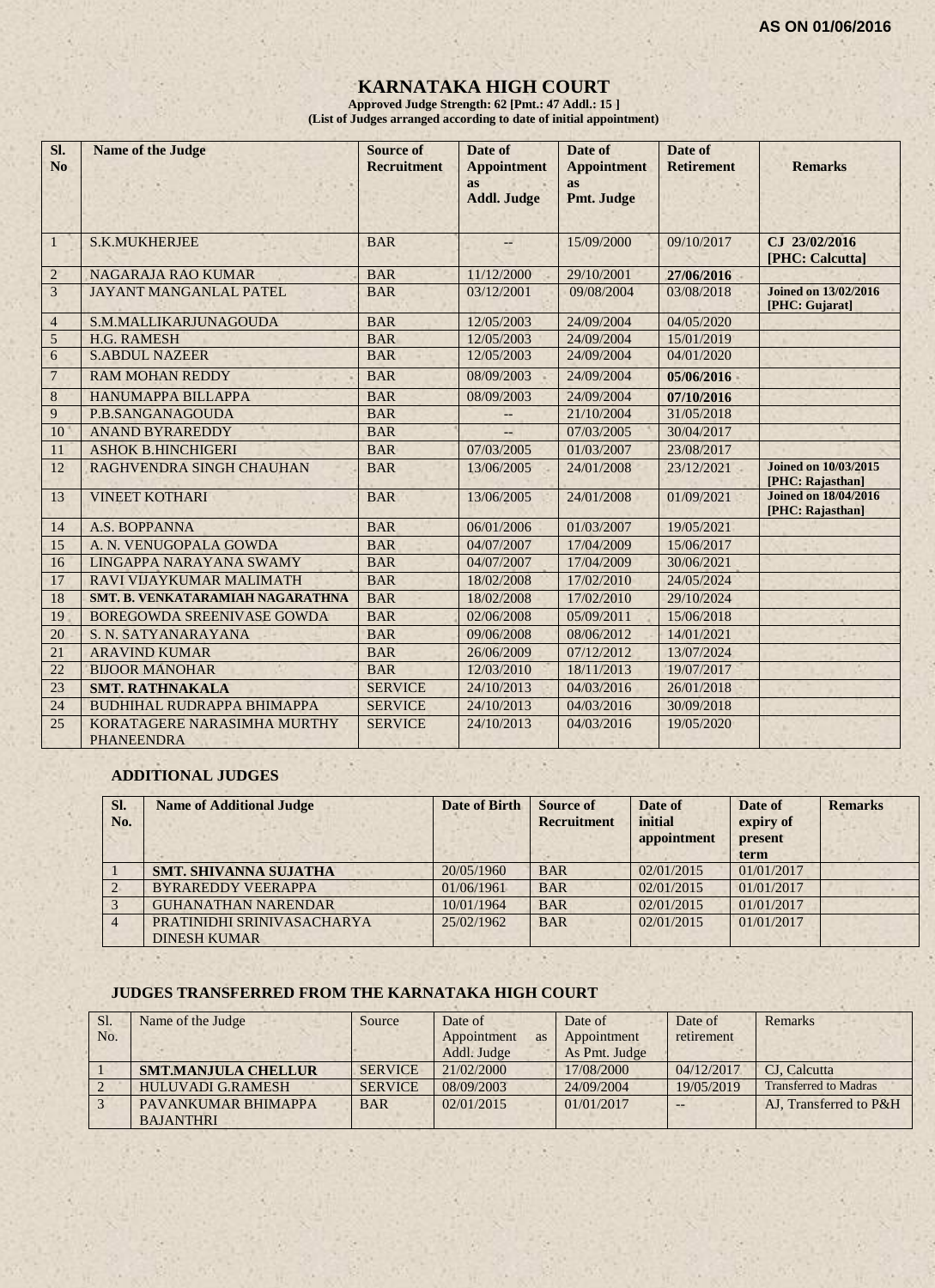AS ON 01/06/2016

# KARNATAKA HIGH COURT

**Approved Judge Strength: 62 [Pmt.: 47 Addl.: 15 ]**
**(List of Judges arranged according to date of initial appointment)**

| Sl. No | Name of the Judge | Source of Recruitment | Date of Appointment as Addl. Judge | Date of Appointment as Pmt. Judge | Date of Retirement | Remarks |
|---|---|---|---|---|---|---|
| 1 | S.K.MUKHERJEE | BAR | -- | 15/09/2000 | 09/10/2017 | **CJ 23/02/2016 [PHC: Calcutta]** |
| 2 | NAGARAJA RAO KUMAR | BAR | 11/12/2000 | 29/10/2001 | **27/06/2016** | |
| 3 | JAYANT MANGANLAL PATEL | BAR | 03/12/2001 | 09/08/2004 | 03/08/2018 | **Joined on 13/02/2016 [PHC: Gujarat]** |
| 4 | S.M.MALLIKARJUNAGOUDA | BAR | 12/05/2003 | 24/09/2004 | 04/05/2020 | |
| 5 | H.G. RAMESH | BAR | 12/05/2003 | 24/09/2004 | 15/01/2019 | |
| 6 | S.ABDUL NAZEER | BAR | 12/05/2003 | 24/09/2004 | 04/01/2020 | |
| 7 | RAM MOHAN REDDY | BAR | 08/09/2003 | 24/09/2004 | **05/06/2016** | |
| 8 | HANUMAPPA BILLAPPA | BAR | 08/09/2003 | 24/09/2004 | **07/10/2016** | |
| 9 | P.B.SANGANAGOUDA | BAR | -- | 21/10/2004 | 31/05/2018 | |
| 10 | ANAND BYRAREDDY | BAR | -- | 07/03/2005 | 30/04/2017 | |
| 11 | ASHOK B.HINCHIGERI | BAR | 07/03/2005 | 01/03/2007 | 23/08/2017 | |
| 12 | RAGHVENDRA SINGH CHAUHAN | BAR | 13/06/2005 | 24/01/2008 | 23/12/2021 | **Joined on 10/03/2015 [PHC: Rajasthan]** |
| 13 | VINEET KOTHARI | BAR | 13/06/2005 | 24/01/2008 | 01/09/2021 | **Joined on 18/04/2016 [PHC: Rajasthan]** |
| 14 | A.S. BOPPANNA | BAR | 06/01/2006 | 01/03/2007 | 19/05/2021 | |
| 15 | A. N. VENUGOPALA GOWDA | BAR | 04/07/2007 | 17/04/2009 | 15/06/2017 | |
| 16 | LINGAPPA NARAYANA SWAMY | BAR | 04/07/2007 | 17/04/2009 | 30/06/2021 | |
| 17 | RAVI VIJAYKUMAR MALIMATH | BAR | 18/02/2008 | 17/02/2010 | 24/05/2024 | |
| 18 | **SMT. B. VENKATARAMIAH NAGARATHNA** | BAR | 18/02/2008 | 17/02/2010 | 29/10/2024 | |
| 19 | BOREGOWDA SREENIVASE GOWDA | BAR | 02/06/2008 | 05/09/2011 | 15/06/2018 | |
| 20 | S. N. SATYANARAYANA | BAR | 09/06/2008 | 08/06/2012 | 14/01/2021 | |
| 21 | ARAVIND KUMAR | BAR | 26/06/2009 | 07/12/2012 | 13/07/2024 | |
| 22 | BIJOOR MANOHAR | BAR | 12/03/2010 | 18/11/2013 | 19/07/2017 | |
| 23 | **SMT. RATHNAKALA** | SERVICE | 24/10/2013 | 04/03/2016 | 26/01/2018 | |
| 24 | BUDHIHAL RUDRAPPA BHIMAPPA | SERVICE | 24/10/2013 | 04/03/2016 | 30/09/2018 | |
| 25 | KORATAGERE NARASIMHA MURTHY PHANEENDRA | SERVICE | 24/10/2013 | 04/03/2016 | 19/05/2020 | |

### ADDITIONAL JUDGES

| Sl. No. | Name of Additional Judge | Date of Birth | Source of Recruitment | Date of initial appointment | Date of expiry of present term | Remarks |
|---|---|---|---|---|---|---|
| 1 | **SMT. SHIVANNA SUJATHA** | 20/05/1960 | BAR | 02/01/2015 | 01/01/2017 | |
| 2 | BYRAREDDY VEERAPPA | 01/06/1961 | BAR | 02/01/2015 | 01/01/2017 | |
| 3 | GUHANATHAN NARENDAR | 10/01/1964 | BAR | 02/01/2015 | 01/01/2017 | |
| 4 | PRATINIDHI SRINIVASACHARYA DINESH KUMAR | 25/02/1962 | BAR | 02/01/2015 | 01/01/2017 | |

### JUDGES TRANSFERRED FROM THE KARNATAKA HIGH COURT

| Sl. No. | Name of the Judge | Source | Date of Appointment as Addl. Judge | Date of Appointment As Pmt. Judge | Date of retirement | Remarks |
|---|---|---|---|---|---|---|
| 1 | **SMT.MANJULA CHELLUR** | SERVICE | 21/02/2000 | 17/08/2000 | 04/12/2017 | CJ, Calcutta |
| 2 | HULUVADI G.RAMESH | SERVICE | 08/09/2003 | 24/09/2004 | 19/05/2019 | Transferred to Madras |
| 3 | PAVANKUMAR BHIMAPPA BAJANTHRI | BAR | 02/01/2015 | 01/01/2017 | -- | AJ, Transferred to P&H |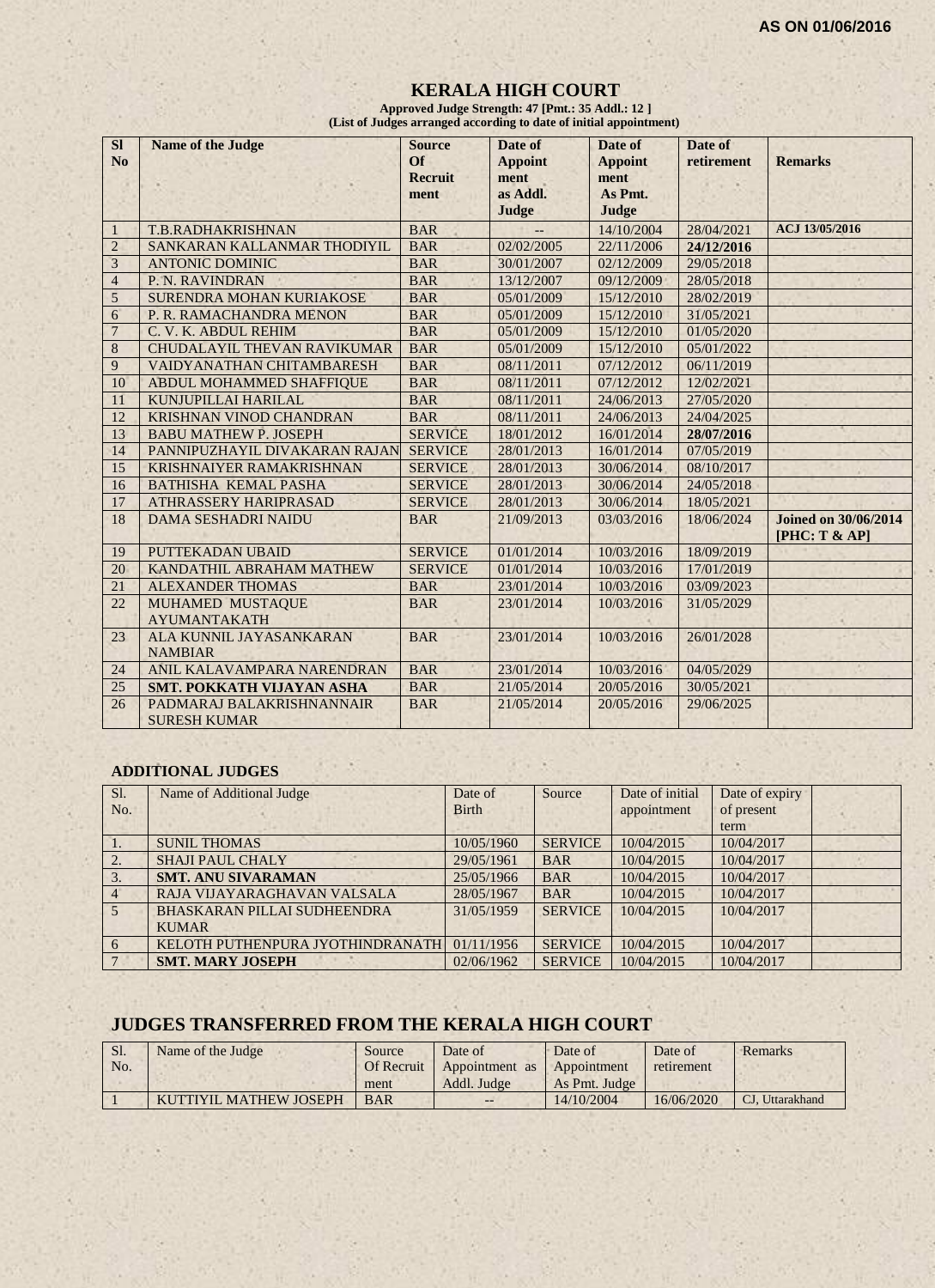AS ON 01/06/2016

# KERALA HIGH COURT

**Approved Judge Strength: 47 [Pmt.: 35 Addl.: 12 ]**
**(List of Judges arranged according to date of initial appointment)**

| Sl No | Name of the Judge | Source Of Recruitment | Date of Appointment as Addl. Judge | Date of Appointment As Pmt. Judge | Date of retirement | Remarks |
|---|---|---|---|---|---|---|
| 1 | T.B.RADHAKRISHNAN | BAR | -- | 14/10/2004 | 28/04/2021 | **ACJ 13/05/2016** |
| 2 | SANKARAN KALLANMAR THODIYIL | BAR | 02/02/2005 | 22/11/2006 | **24/12/2016** | |
| 3 | ANTONIC DOMINIC | BAR | 30/01/2007 | 02/12/2009 | 29/05/2018 | |
| 4 | P. N. RAVINDRAN | BAR | 13/12/2007 | 09/12/2009 | 28/05/2018 | |
| 5 | SURENDRA MOHAN KURIAKOSE | BAR | 05/01/2009 | 15/12/2010 | 28/02/2019 | |
| 6 | P. R. RAMACHANDRA MENON | BAR | 05/01/2009 | 15/12/2010 | 31/05/2021 | |
| 7 | C. V. K. ABDUL REHIM | BAR | 05/01/2009 | 15/12/2010 | 01/05/2020 | |
| 8 | CHUDALAYIL THEVAN RAVIKUMAR | BAR | 05/01/2009 | 15/12/2010 | 05/01/2022 | |
| 9 | VAIDYANATHAN CHITAMBARESH | BAR | 08/11/2011 | 07/12/2012 | 06/11/2019 | |
| 10 | ABDUL MOHAMMED SHAFFIQUE | BAR | 08/11/2011 | 07/12/2012 | 12/02/2021 | |
| 11 | KUNJUPILLAI HARILAL | BAR | 08/11/2011 | 24/06/2013 | 27/05/2020 | |
| 12 | KRISHNAN VINOD CHANDRAN | BAR | 08/11/2011 | 24/06/2013 | 24/04/2025 | |
| 13 | BABU MATHEW P. JOSEPH | SERVICE | 18/01/2012 | 16/01/2014 | **28/07/2016** | |
| 14 | PANNIPUZHAYIL DIVAKARAN RAJAN | SERVICE | 28/01/2013 | 16/01/2014 | 07/05/2019 | |
| 15 | KRISHNAIYER RAMAKRISHNAN | SERVICE | 28/01/2013 | 30/06/2014 | 08/10/2017 | |
| 16 | BATHISHA KEMAL PASHA | SERVICE | 28/01/2013 | 30/06/2014 | 24/05/2018 | |
| 17 | ATHRASSERY HARIPRASAD | SERVICE | 28/01/2013 | 30/06/2014 | 18/05/2021 | |
| 18 | DAMA SESHADRI NAIDU | BAR | 21/09/2013 | 03/03/2016 | 18/06/2024 | **Joined on 30/06/2014 [PHC: T & AP]** |
| 19 | PUTTEKADAN UBAID | SERVICE | 01/01/2014 | 10/03/2016 | 18/09/2019 | |
| 20 | KANDATHIL ABRAHAM MATHEW | SERVICE | 01/01/2014 | 10/03/2016 | 17/01/2019 | |
| 21 | ALEXANDER THOMAS | BAR | 23/01/2014 | 10/03/2016 | 03/09/2023 | |
| 22 | MUHAMED MUSTAQUE AYUMANTAKATH | BAR | 23/01/2014 | 10/03/2016 | 31/05/2029 | |
| 23 | ALA KUNNIL JAYASANKARAN NAMBIAR | BAR | 23/01/2014 | 10/03/2016 | 26/01/2028 | |
| 24 | ANIL KALAVAMPARA NARENDRAN | BAR | 23/01/2014 | 10/03/2016 | 04/05/2029 | |
| 25 | **SMT. POKKATH VIJAYAN ASHA** | BAR | 21/05/2014 | 20/05/2016 | 30/05/2021 | |
| 26 | PADMARAJ BALAKRISHNANNAIR SURESH KUMAR | BAR | 21/05/2014 | 20/05/2016 | 29/06/2025 | |

## ADDITIONAL JUDGES

| Sl. No. | Name of Additional Judge | Date of Birth | Source | Date of initial appointment | Date of expiry of present term | |
|---|---|---|---|---|---|---|
| 1. | SUNIL THOMAS | 10/05/1960 | SERVICE | 10/04/2015 | 10/04/2017 | |
| 2. | SHAJI PAUL CHALY | 29/05/1961 | BAR | 10/04/2015 | 10/04/2017 | |
| 3. | **SMT. ANU SIVARAMAN** | 25/05/1966 | BAR | 10/04/2015 | 10/04/2017 | |
| 4 | RAJA VIJAYARAGHAVAN VALSALA | 28/05/1967 | BAR | 10/04/2015 | 10/04/2017 | |
| 5 | BHASKARAN PILLAI SUDHEENDRA KUMAR | 31/05/1959 | SERVICE | 10/04/2015 | 10/04/2017 | |
| 6 | KELOTH PUTHENPURA JYOTHINDRANATH | 01/11/1956 | SERVICE | 10/04/2015 | 10/04/2017 | |
| 7 | **SMT. MARY JOSEPH** | 02/06/1962 | SERVICE | 10/04/2015 | 10/04/2017 | |

## JUDGES TRANSFERRED FROM THE KERALA HIGH COURT

| Sl. No. | Name of the Judge | Source Of Recruitment | Date of Appointment as Addl. Judge | Date of Appointment As Pmt. Judge | Date of retirement | Remarks |
|---|---|---|---|---|---|---|
| 1 | KUTTIYIL MATHEW JOSEPH | BAR | -- | 14/10/2004 | 16/06/2020 | CJ, Uttarakhand |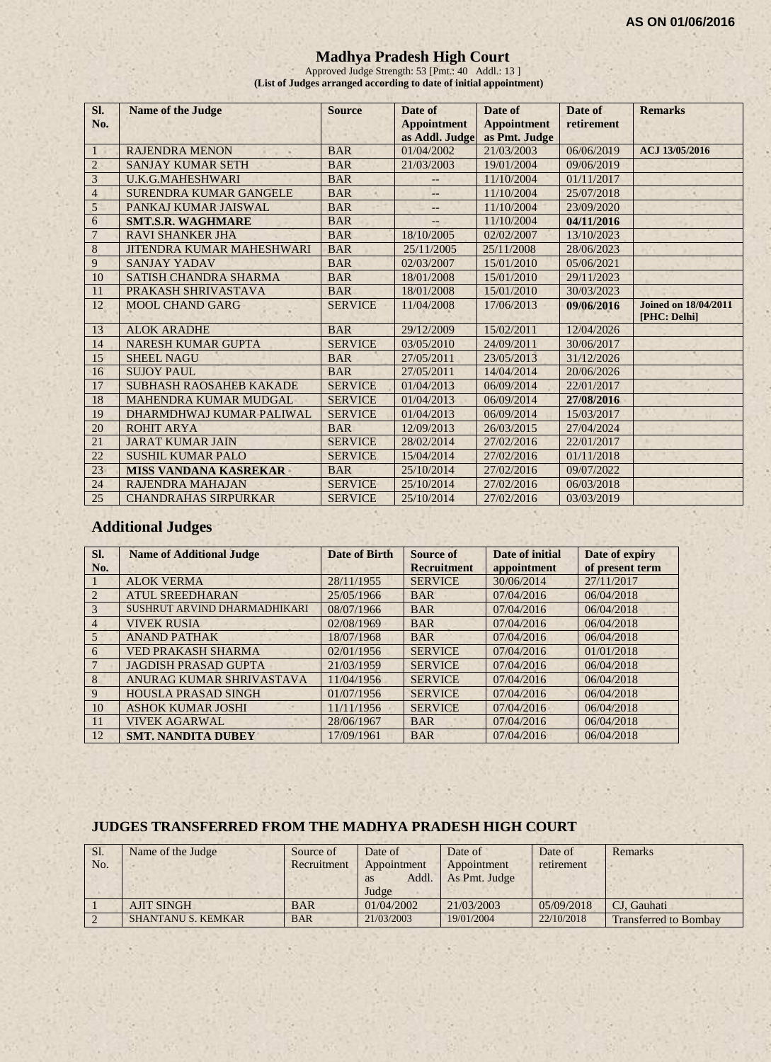AS ON 01/06/2016

# Madhya Pradesh High Court

Approved Judge Strength: 53 [Pmt.: 40 Addl.: 13 ]

**(List of Judges arranged according to date of initial appointment)**

| Sl. No. | Name of the Judge | Source | Date of Appointment as Addl. Judge | Date of Appointment as Pmt. Judge | Date of retirement | Remarks |
|---|---|---|---|---|---|---|
| 1 | RAJENDRA MENON | BAR | 01/04/2002 | 21/03/2003 | 06/06/2019 | **ACJ 13/05/2016** |
| 2 | SANJAY KUMAR SETH | BAR | 21/03/2003 | 19/01/2004 | 09/06/2019 | |
| 3 | U.K.G.MAHESHWARI | BAR | -- | 11/10/2004 | 01/11/2017 | |
| 4 | SURENDRA KUMAR GANGELE | BAR | -- | 11/10/2004 | 25/07/2018 | |
| 5 | PANKAJ KUMAR JAISWAL | BAR | -- | 11/10/2004 | 23/09/2020 | |
| 6 | **SMT.S.R. WAGHMARE** | BAR | -- | 11/10/2004 | **04/11/2016** | |
| 7 | RAVI SHANKER JHA | BAR | 18/10/2005 | 02/02/2007 | 13/10/2023 | |
| 8 | JITENDRA KUMAR MAHESHWARI | BAR | 25/11/2005 | 25/11/2008 | 28/06/2023 | |
| 9 | SANJAY YADAV | BAR | 02/03/2007 | 15/01/2010 | 05/06/2021 | |
| 10 | SATISH CHANDRA SHARMA | BAR | 18/01/2008 | 15/01/2010 | 29/11/2023 | |
| 11 | PRAKASH SHRIVASTAVA | BAR | 18/01/2008 | 15/01/2010 | 30/03/2023 | |
| 12 | MOOL CHAND GARG | SERVICE | 11/04/2008 | 17/06/2013 | **09/06/2016** | **Joined on 18/04/2011 [PHC: Delhi]** |
| 13 | ALOK ARADHE | BAR | 29/12/2009 | 15/02/2011 | 12/04/2026 | |
| 14 | NARESH KUMAR GUPTA | SERVICE | 03/05/2010 | 24/09/2011 | 30/06/2017 | |
| 15 | SHEEL NAGU | BAR | 27/05/2011 | 23/05/2013 | 31/12/2026 | |
| 16 | SUJOY PAUL | BAR | 27/05/2011 | 14/04/2014 | 20/06/2026 | |
| 17 | SUBHASH RAOSAHEB KAKADE | SERVICE | 01/04/2013 | 06/09/2014 | 22/01/2017 | |
| 18 | MAHENDRA KUMAR MUDGAL | SERVICE | 01/04/2013 | 06/09/2014 | **27/08/2016** | |
| 19 | DHARMDHWAJ KUMAR PALIWAL | SERVICE | 01/04/2013 | 06/09/2014 | 15/03/2017 | |
| 20 | ROHIT ARYA | BAR | 12/09/2013 | 26/03/2015 | 27/04/2024 | |
| 21 | JARAT KUMAR JAIN | SERVICE | 28/02/2014 | 27/02/2016 | 22/01/2017 | |
| 22 | SUSHIL KUMAR PALO | SERVICE | 15/04/2014 | 27/02/2016 | 01/11/2018 | |
| 23 | **MISS VANDANA KASREKAR** | BAR | 25/10/2014 | 27/02/2016 | 09/07/2022 | |
| 24 | RAJENDRA MAHAJAN | SERVICE | 25/10/2014 | 27/02/2016 | 06/03/2018 | |
| 25 | CHANDRAHAS SIRPURKAR | SERVICE | 25/10/2014 | 27/02/2016 | 03/03/2019 | |

## Additional Judges

| Sl. No. | Name of Additional Judge | Date of Birth | Source of Recruitment | Date of initial appointment | Date of expiry of present term |
|---|---|---|---|---|---|
| 1 | ALOK VERMA | 28/11/1955 | SERVICE | 30/06/2014 | 27/11/2017 |
| 2 | ATUL SREEDHARAN | 25/05/1966 | BAR | 07/04/2016 | 06/04/2018 |
| 3 | SUSHRUT ARVIND DHARMADHIKARI | 08/07/1966 | BAR | 07/04/2016 | 06/04/2018 |
| 4 | VIVEK RUSIA | 02/08/1969 | BAR | 07/04/2016 | 06/04/2018 |
| 5 | ANAND PATHAK | 18/07/1968 | BAR | 07/04/2016 | 06/04/2018 |
| 6 | VED PRAKASH SHARMA | 02/01/1956 | SERVICE | 07/04/2016 | 01/01/2018 |
| 7 | JAGDISH PRASAD GUPTA | 21/03/1959 | SERVICE | 07/04/2016 | 06/04/2018 |
| 8 | ANURAG KUMAR SHRIVASTAVA | 11/04/1956 | SERVICE | 07/04/2016 | 06/04/2018 |
| 9 | HOUSLA PRASAD SINGH | 01/07/1956 | SERVICE | 07/04/2016 | 06/04/2018 |
| 10 | ASHOK KUMAR JOSHI | 11/11/1956 | SERVICE | 07/04/2016 | 06/04/2018 |
| 11 | VIVEK AGARWAL | 28/06/1967 | BAR | 07/04/2016 | 06/04/2018 |
| 12 | **SMT. NANDITA DUBEY** | 17/09/1961 | BAR | 07/04/2016 | 06/04/2018 |

## JUDGES TRANSFERRED FROM THE MADHYA PRADESH HIGH COURT

| Sl. No. | Name of the Judge | Source of Recruitment | Date of Appointment as Addl. Judge | Date of Appointment As Pmt. Judge | Date of retirement | Remarks |
|---|---|---|---|---|---|---|
| 1 | AJIT SINGH | BAR | 01/04/2002 | 21/03/2003 | 05/09/2018 | CJ, Gauhati |
| 2 | SHANTANU S. KEMKAR | BAR | 21/03/2003 | 19/01/2004 | 22/10/2018 | Transferred to Bombay |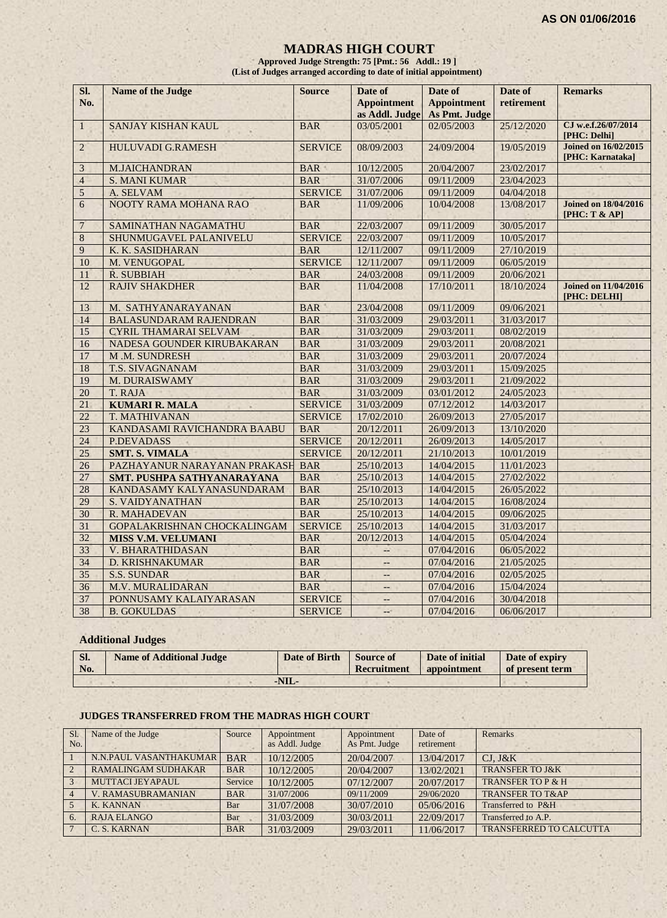AS ON 01/06/2016

# MADRAS HIGH COURT

**Approved Judge Strength: 75 [Pmt.: 56 Addl.: 19 ]**
**(List of Judges arranged according to date of initial appointment)**

| Sl. No. | Name of the Judge | Source | Date of Appointment as Addl. Judge | Date of Appointment As Pmt. Judge | Date of retirement | Remarks |
|---|---|---|---|---|---|---|
| 1 | SANJAY KISHAN KAUL | BAR | 03/05/2001 | 02/05/2003 | 25/12/2020 | **CJ w.e.f.26/07/2014 [PHC: Delhi]** |
| 2 | HULUVADI G.RAMESH | SERVICE | 08/09/2003 | 24/09/2004 | 19/05/2019 | **Joined on 16/02/2015 [PHC: Karnataka]** |
| 3 | M.JAICHANDRAN | BAR | 10/12/2005 | 20/04/2007 | 23/02/2017 | |
| 4 | S. MANI KUMAR | BAR | 31/07/2006 | 09/11/2009 | 23/04/2023 | |
| 5 | A. SELVAM | SERVICE | 31/07/2006 | 09/11/2009 | 04/04/2018 | |
| 6 | NOOTY RAMA MOHANA RAO | BAR | 11/09/2006 | 10/04/2008 | 13/08/2017 | **Joined on 18/04/2016 [PHC: T & AP]** |
| 7 | SAMINATHAN NAGAMATHU | BAR | 22/03/2007 | 09/11/2009 | 30/05/2017 | |
| 8 | SHUNMUGAVEL PALANIVELU | SERVICE | 22/03/2007 | 09/11/2009 | 10/05/2017 | |
| 9 | K. K. SASIDHARAN | BAR | 12/11/2007 | 09/11/2009 | 27/10/2019 | |
| 10 | M. VENUGOPAL | SERVICE | 12/11/2007 | 09/11/2009 | 06/05/2019 | |
| 11 | R. SUBBIAH | BAR | 24/03/2008 | 09/11/2009 | 20/06/2021 | |
| 12 | RAJIV SHAKDHER | BAR | 11/04/2008 | 17/10/2011 | 18/10/2024 | **Joined on 11/04/2016 [PHC: DELHI]** |
| 13 | M. SATHYANARAYANAN | BAR | 23/04/2008 | 09/11/2009 | 09/06/2021 | |
| 14 | BALASUNDARAM RAJENDRAN | BAR | 31/03/2009 | 29/03/2011 | 31/03/2017 | |
| 15 | CYRIL THAMARAI SELVAM | BAR | 31/03/2009 | 29/03/2011 | 08/02/2019 | |
| 16 | NADESA GOUNDER KIRUBAKARAN | BAR | 31/03/2009 | 29/03/2011 | 20/08/2021 | |
| 17 | M .M. SUNDRESH | BAR | 31/03/2009 | 29/03/2011 | 20/07/2024 | |
| 18 | T.S. SIVAGNANAM | BAR | 31/03/2009 | 29/03/2011 | 15/09/2025 | |
| 19 | M. DURAISWAMY | BAR | 31/03/2009 | 29/03/2011 | 21/09/2022 | |
| 20 | T. RAJA | BAR | 31/03/2009 | 03/01/2012 | 24/05/2023 | |
| 21 | **KUMARI R. MALA** | SERVICE | 31/03/2009 | 07/12/2012 | 14/03/2017 | |
| 22 | T. MATHIVANAN | SERVICE | 17/02/2010 | 26/09/2013 | 27/05/2017 | |
| 23 | KANDASAMI RAVICHANDRA BAABU | BAR | 20/12/2011 | 26/09/2013 | 13/10/2020 | |
| 24 | P.DEVADASS | SERVICE | 20/12/2011 | 26/09/2013 | 14/05/2017 | |
| 25 | **SMT. S. VIMALA** | SERVICE | 20/12/2011 | 21/10/2013 | 10/01/2019 | |
| 26 | PAZHAYANUR NARAYANAN PRAKASH | BAR | 25/10/2013 | 14/04/2015 | 11/01/2023 | |
| 27 | **SMT. PUSHPA SATHYANARAYANA** | BAR | 25/10/2013 | 14/04/2015 | 27/02/2022 | |
| 28 | KANDASAMY KALYANASUNDARAM | BAR | 25/10/2013 | 14/04/2015 | 26/05/2022 | |
| 29 | S. VAIDYANATHAN | BAR | 25/10/2013 | 14/04/2015 | 16/08/2024 | |
| 30 | R. MAHADEVAN | BAR | 25/10/2013 | 14/04/2015 | 09/06/2025 | |
| 31 | GOPALAKRISHNAN CHOCKALINGAM | SERVICE | 25/10/2013 | 14/04/2015 | 31/03/2017 | |
| 32 | **MISS V.M. VELUMANI** | BAR | 20/12/2013 | 14/04/2015 | 05/04/2024 | |
| 33 | V. BHARATHIDASAN | BAR | -- | 07/04/2016 | 06/05/2022 | |
| 34 | D. KRISHNAKUMAR | BAR | -- | 07/04/2016 | 21/05/2025 | |
| 35 | S.S. SUNDAR | BAR | -- | 07/04/2016 | 02/05/2025 | |
| 36 | M.V. MURALIDARAN | BAR | -- | 07/04/2016 | 15/04/2024 | |
| 37 | PONNUSAMY KALAIYARASAN | SERVICE | -- | 07/04/2016 | 30/04/2018 | |
| 38 | B. GOKULDAS | SERVICE | -- | 07/04/2016 | 06/06/2017 | |

## Additional Judges

| Sl. No. | Name of Additional Judge | Date of Birth | Source of Recruitment | Date of initial appointment | Date of expiry of present term |
|---|---|---|---|---|---|
| -NIL- | | | | | |

## JUDGES TRANSFERRED FROM THE MADRAS HIGH COURT

| Sl. No. | Name of the Judge | Source | Appointment as Addl. Judge | Appointment As Pmt. Judge | Date of retirement | Remarks |
|---|---|---|---|---|---|---|
| 1 | N.N.PAUL VASANTHAKUMAR | BAR | 10/12/2005 | 20/04/2007 | 13/04/2017 | CJ, J&K |
| 2 | RAMALINGAM SUDHAKAR | BAR | 10/12/2005 | 20/04/2007 | 13/02/2021 | TRANSFER TO J&K |
| 3 | MUTTACI JEYAPAUL | Service | 10/12/2005 | 07/12/2007 | 20/07/2017 | TRANSFER TO P & H |
| 4 | V. RAMASUBRAMANIAN | BAR | 31/07/2006 | 09/11/2009 | 29/06/2020 | TRANSFER TO T&AP |
| 5 | K. KANNAN | Bar | 31/07/2008 | 30/07/2010 | 05/06/2016 | Transferred to P&H |
| 6. | RAJA ELANGO | Bar | 31/03/2009 | 30/03/2011 | 22/09/2017 | Transferred to A.P. |
| 7 | C. S. KARNAN | BAR | 31/03/2009 | 29/03/2011 | 11/06/2017 | TRANSFERRED TO CALCUTTA |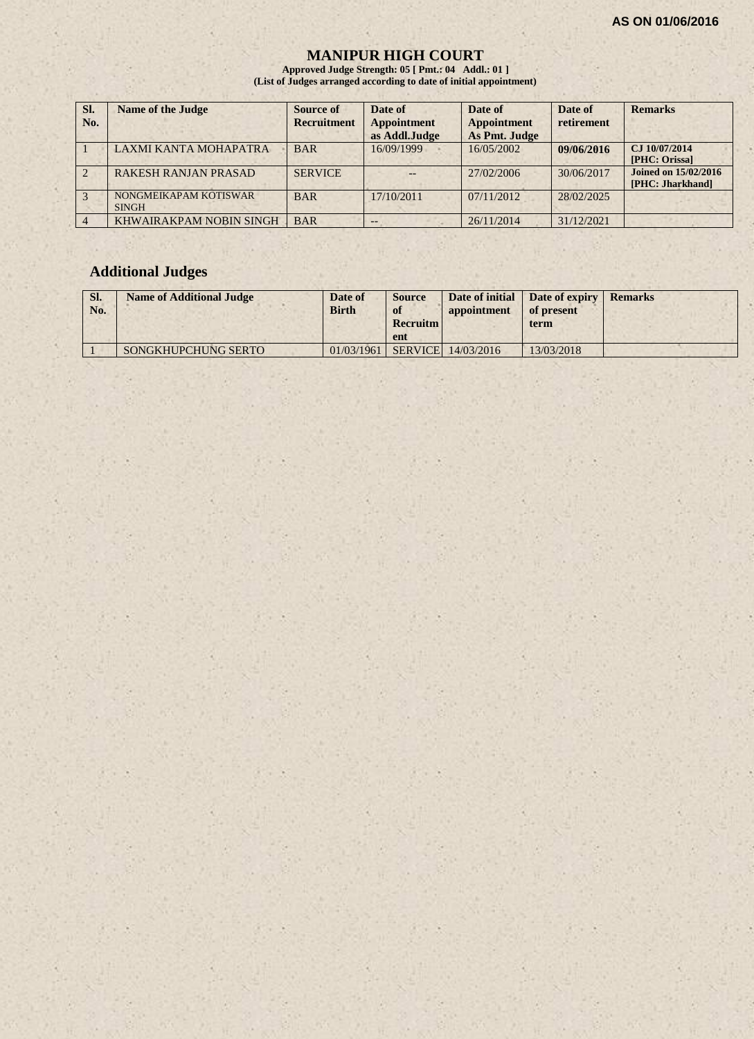AS ON 01/06/2016

# MANIPUR HIGH COURT

**Approved Judge Strength: 05 [ Pmt.: 04 Addl.: 01 ]**
**(List of Judges arranged according to date of initial appointment)**

| Sl. No. | Name of the Judge | Source of Recruitment | Date of Appointment as Addl.Judge | Date of Appointment As Pmt. Judge | Date of retirement | Remarks |
|---|---|---|---|---|---|---|
| 1 | LAXMI KANTA MOHAPATRA | BAR | 16/09/1999 | 16/05/2002 | **09/06/2016** | **CJ 10/07/2014 [PHC: Orissa]** |
| 2 | RAKESH RANJAN PRASAD | SERVICE | -- | 27/02/2006 | 30/06/2017 | **Joined on 15/02/2016 [PHC: Jharkhand]** |
| 3 | NONGMEIKAPAM KOTISWAR SINGH | BAR | 17/10/2011 | 07/11/2012 | 28/02/2025 | |
| 4 | KHWAIRAKPAM NOBIN SINGH | BAR | -- | 26/11/2014 | 31/12/2021 | |

## Additional Judges

| Sl. No. | Name of Additional Judge | Date of Birth | Source of Recruitment | Date of initial appointment | Date of expiry of present term | Remarks |
|---|---|---|---|---|---|---|
| 1 | SONGKHUPCHUNG SERTO | 01/03/1961 | SERVICE | 14/03/2016 | 13/03/2018 | |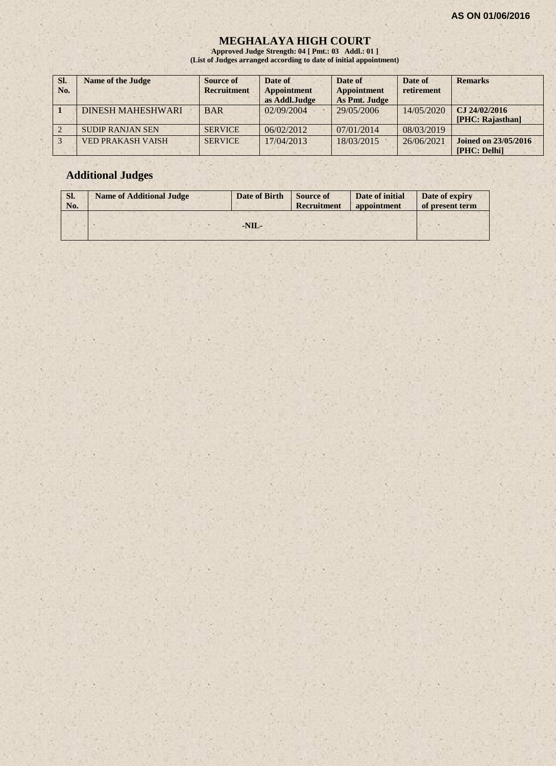AS ON 01/06/2016

# MEGHALAYA HIGH COURT

**Approved Judge Strength: 04 [ Pmt.: 03 Addl.: 01 ]**
**(List of Judges arranged according to date of initial appointment)**

| Sl. No. | Name of the Judge | Source of Recruitment | Date of Appointment as Addl.Judge | Date of Appointment As Pmt. Judge | Date of retirement | Remarks |
|---|---|---|---|---|---|---|
| 1 | DINESH MAHESHWARI | BAR | 02/09/2004 | 29/05/2006 | 14/05/2020 | CJ 24/02/2016 [PHC: Rajasthan] |
| 2 | SUDIP RANJAN SEN | SERVICE | 06/02/2012 | 07/01/2014 | 08/03/2019 | |
| 3 | VED PRAKASH VAISH | SERVICE | 17/04/2013 | 18/03/2015 | 26/06/2021 | Joined on 23/05/2016 [PHC: Delhi] |

## Additional Judges

| Sl. No. | Name of Additional Judge | Date of Birth | Source of Recruitment | Date of initial appointment | Date of expiry of present term |
|---|---|---|---|---|---|
| | -NIL- | | | | |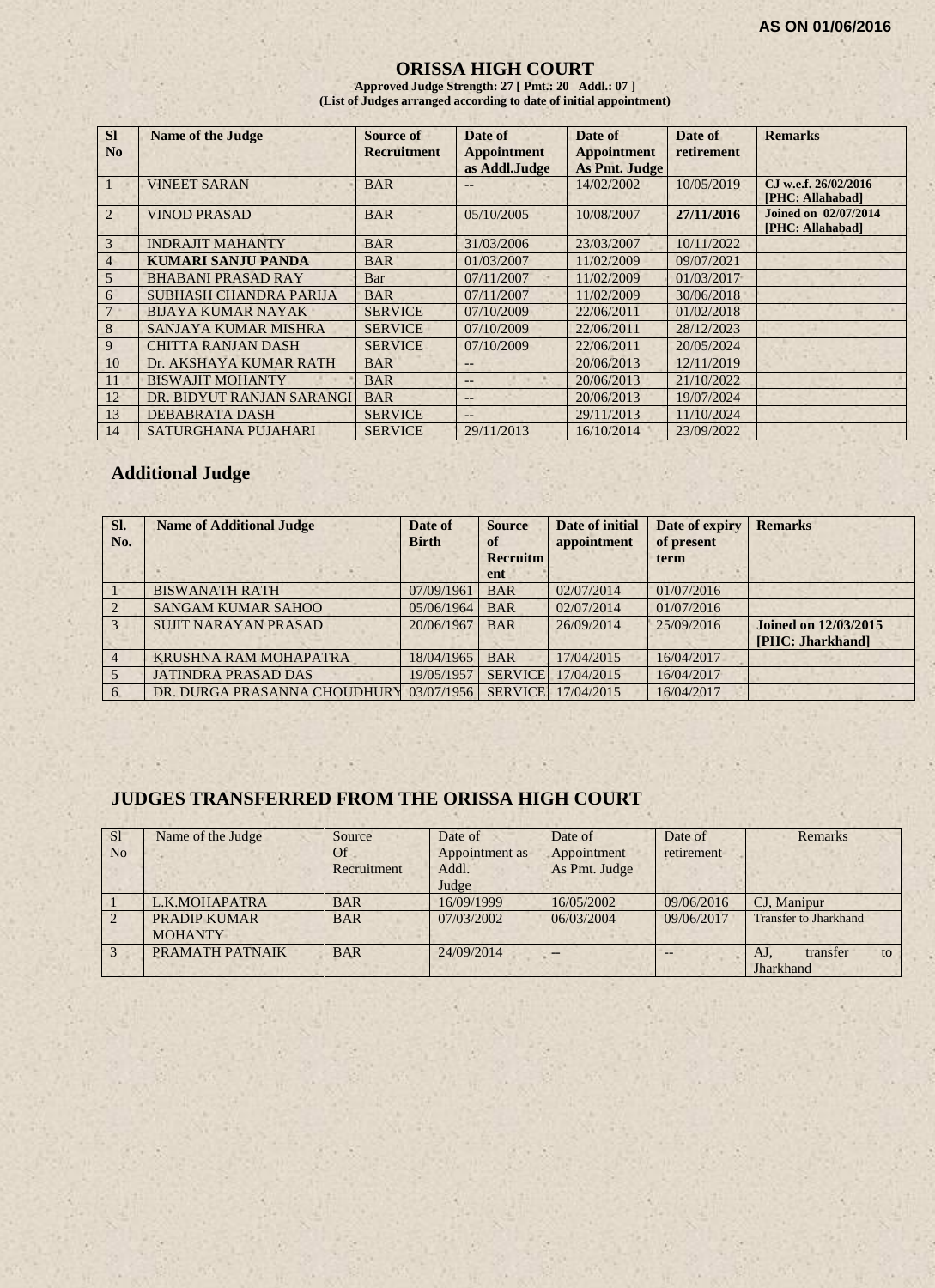AS ON 01/06/2016

# ORISSA HIGH COURT

**Approved Judge Strength: 27 [ Pmt.: 20 Addl.: 07 ]**
**(List of Judges arranged according to date of initial appointment)**

| Sl No | Name of the Judge | Source of Recruitment | Date of Appointment as Addl.Judge | Date of Appointment As Pmt. Judge | Date of retirement | Remarks |
|---|---|---|---|---|---|---|
| 1 | VINEET SARAN | BAR | -- | 14/02/2002 | 10/05/2019 | CJ w.e.f. 26/02/2016 [PHC: Allahabad] |
| 2 | VINOD PRASAD | BAR | 05/10/2005 | 10/08/2007 | **27/11/2016** | **Joined on 02/07/2014 [PHC: Allahabad]** |
| 3 | INDRAJIT MAHANTY | BAR | 31/03/2006 | 23/03/2007 | 10/11/2022 | |
| 4 | **KUMARI SANJU PANDA** | BAR | 01/03/2007 | 11/02/2009 | 09/07/2021 | |
| 5 | BHABANI PRASAD RAY | Bar | 07/11/2007 | 11/02/2009 | 01/03/2017 | |
| 6 | SUBHASH CHANDRA PARIJA | BAR | 07/11/2007 | 11/02/2009 | 30/06/2018 | |
| 7 | BIJAYA KUMAR NAYAK | SERVICE | 07/10/2009 | 22/06/2011 | 01/02/2018 | |
| 8 | SANJAYA KUMAR MISHRA | SERVICE | 07/10/2009 | 22/06/2011 | 28/12/2023 | |
| 9 | CHITTA RANJAN DASH | SERVICE | 07/10/2009 | 22/06/2011 | 20/05/2024 | |
| 10 | Dr. AKSHAYA KUMAR RATH | BAR | -- | 20/06/2013 | 12/11/2019 | |
| 11 | BISWAJIT MOHANTY | BAR | -- | 20/06/2013 | 21/10/2022 | |
| 12 | DR. BIDYUT RANJAN SARANGI | BAR | -- | 20/06/2013 | 19/07/2024 | |
| 13 | DEBABRATA DASH | SERVICE | -- | 29/11/2013 | 11/10/2024 | |
| 14 | SATURGHANA PUJAHARI | SERVICE | 29/11/2013 | 16/10/2014 | 23/09/2022 | |

## Additional Judge

| Sl. No. | Name of Additional Judge | Date of Birth | Source of Recruitment | Date of initial appointment | Date of expiry of present term | Remarks |
|---|---|---|---|---|---|---|
| 1 | BISWANATH RATH | 07/09/1961 | BAR | 02/07/2014 | 01/07/2016 | |
| 2 | SANGAM KUMAR SAHOO | 05/06/1964 | BAR | 02/07/2014 | 01/07/2016 | |
| 3 | SUJIT NARAYAN PRASAD | 20/06/1967 | BAR | 26/09/2014 | 25/09/2016 | **Joined on 12/03/2015 [PHC: Jharkhand]** |
| 4 | KRUSHNA RAM MOHAPATRA | 18/04/1965 | BAR | 17/04/2015 | 16/04/2017 | |
| 5 | JATINDRA PRASAD DAS | 19/05/1957 | SERVICE | 17/04/2015 | 16/04/2017 | |
| 6 | DR. DURGA PRASANNA CHOUDHURY | 03/07/1956 | SERVICE | 17/04/2015 | 16/04/2017 | |

## JUDGES TRANSFERRED FROM THE ORISSA HIGH COURT

| Sl No | Name of the Judge | Source Of Recruitment | Date of Appointment as Addl. Judge | Date of Appointment As Pmt. Judge | Date of retirement | Remarks |
|---|---|---|---|---|---|---|
| 1 | L.K.MOHAPATRA | BAR | 16/09/1999 | 16/05/2002 | 09/06/2016 | CJ, Manipur |
| 2 | PRADIP KUMAR MOHANTY | BAR | 07/03/2002 | 06/03/2004 | 09/06/2017 | Transfer to Jharkhand |
| 3 | PRAMATH PATNAIK | BAR | 24/09/2014 | -- | -- | AJ, transfer to Jharkhand |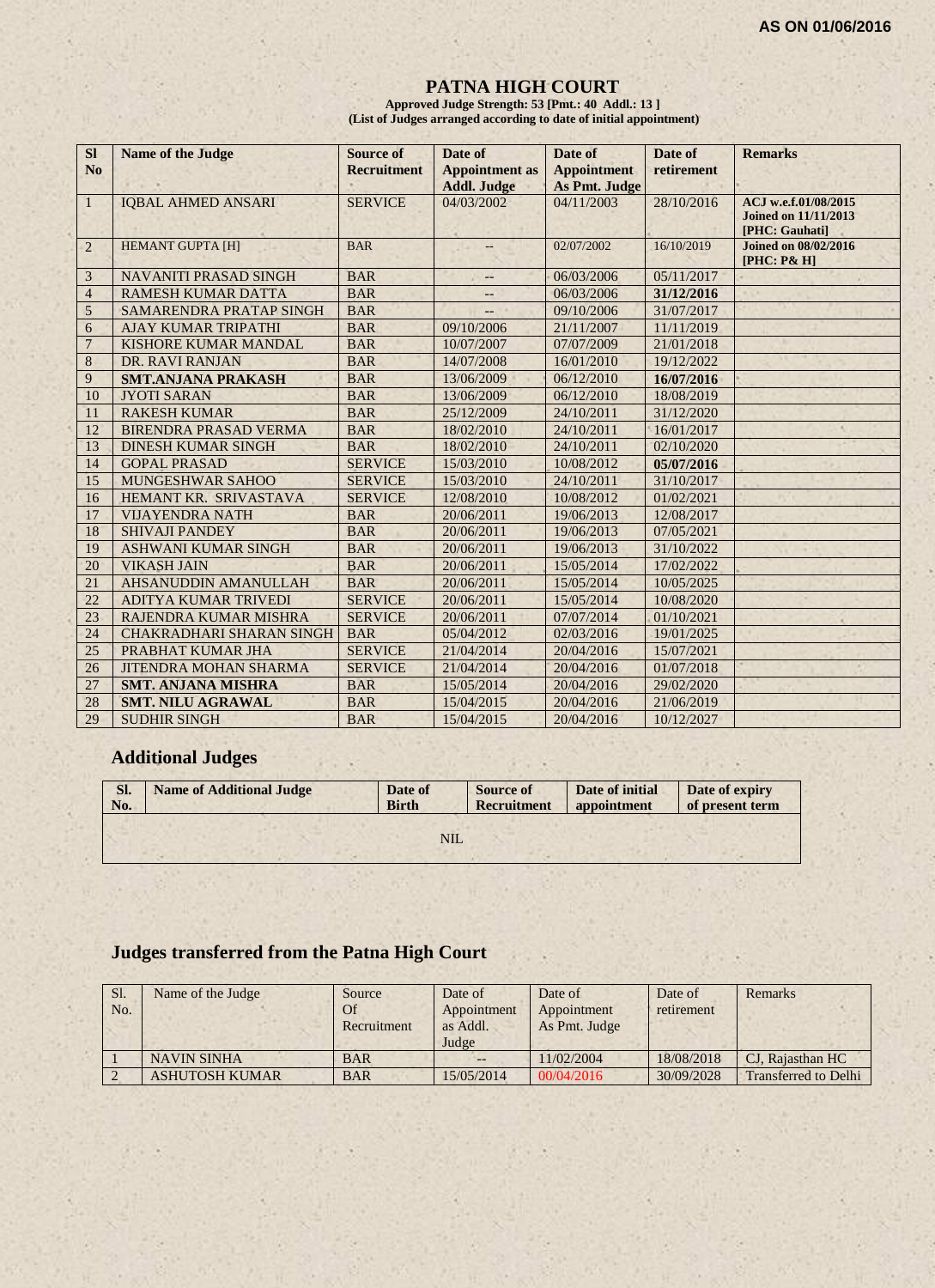**AS ON 01/06/2016**

# PATNA HIGH COURT

**Approved Judge Strength: 53 [Pmt.: 40 Addl.: 13 ]**
**(List of Judges arranged according to date of initial appointment)**

| Sl No | Name of the Judge | Source of Recruitment | Date of Appointment as Addl. Judge | Date of Appointment As Pmt. Judge | Date of retirement | Remarks |
|---|---|---|---|---|---|---|
| 1 | IQBAL AHMED ANSARI | SERVICE | 04/03/2002 | 04/11/2003 | 28/10/2016 | ACJ w.e.f.01/08/2015 Joined on 11/11/2013 [PHC: Gauhati] |
| 2 | HEMANT GUPTA [H] | BAR | -- | 02/07/2002 | 16/10/2019 | Joined on 08/02/2016 [PHC: P& H] |
| 3 | NAVANITI PRASAD SINGH | BAR | -- | 06/03/2006 | 05/11/2017 | |
| 4 | RAMESH KUMAR DATTA | BAR | -- | 06/03/2006 | **31/12/2016** | |
| 5 | SAMARENDRA PRATAP SINGH | BAR | -- | 09/10/2006 | 31/07/2017 | |
| 6 | AJAY KUMAR TRIPATHI | BAR | 09/10/2006 | 21/11/2007 | 11/11/2019 | |
| 7 | KISHORE KUMAR MANDAL | BAR | 10/07/2007 | 07/07/2009 | 21/01/2018 | |
| 8 | DR. RAVI RANJAN | BAR | 14/07/2008 | 16/01/2010 | 19/12/2022 | |
| 9 | **SMT.ANJANA PRAKASH** | BAR | 13/06/2009 | 06/12/2010 | **16/07/2016** | |
| 10 | JYOTI SARAN | BAR | 13/06/2009 | 06/12/2010 | 18/08/2019 | |
| 11 | RAKESH KUMAR | BAR | 25/12/2009 | 24/10/2011 | 31/12/2020 | |
| 12 | BIRENDRA PRASAD VERMA | BAR | 18/02/2010 | 24/10/2011 | 16/01/2017 | |
| 13 | DINESH KUMAR SINGH | BAR | 18/02/2010 | 24/10/2011 | 02/10/2020 | |
| 14 | GOPAL PRASAD | SERVICE | 15/03/2010 | 10/08/2012 | **05/07/2016** | |
| 15 | MUNGESHWAR SAHOO | SERVICE | 15/03/2010 | 24/10/2011 | 31/10/2017 | |
| 16 | HEMANT KR. SRIVASTAVA | SERVICE | 12/08/2010 | 10/08/2012 | 01/02/2021 | |
| 17 | VIJAYENDRA NATH | BAR | 20/06/2011 | 19/06/2013 | 12/08/2017 | |
| 18 | SHIVAJI PANDEY | BAR | 20/06/2011 | 19/06/2013 | 07/05/2021 | |
| 19 | ASHWANI KUMAR SINGH | BAR | 20/06/2011 | 19/06/2013 | 31/10/2022 | |
| 20 | VIKASH JAIN | BAR | 20/06/2011 | 15/05/2014 | 17/02/2022 | |
| 21 | AHSANUDDIN AMANULLAH | BAR | 20/06/2011 | 15/05/2014 | 10/05/2025 | |
| 22 | ADITYA KUMAR TRIVEDI | SERVICE | 20/06/2011 | 15/05/2014 | 10/08/2020 | |
| 23 | RAJENDRA KUMAR MISHRA | SERVICE | 20/06/2011 | 07/07/2014 | 01/10/2021 | |
| 24 | CHAKRADHARI SHARAN SINGH | BAR | 05/04/2012 | 02/03/2016 | 19/01/2025 | |
| 25 | PRABHAT KUMAR JHA | SERVICE | 21/04/2014 | 20/04/2016 | 15/07/2021 | |
| 26 | JITENDRA MOHAN SHARMA | SERVICE | 21/04/2014 | 20/04/2016 | 01/07/2018 | |
| 27 | **SMT. ANJANA MISHRA** | BAR | 15/05/2014 | 20/04/2016 | 29/02/2020 | |
| 28 | **SMT. NILU AGRAWAL** | BAR | 15/04/2015 | 20/04/2016 | 21/06/2019 | |
| 29 | SUDHIR SINGH | BAR | 15/04/2015 | 20/04/2016 | 10/12/2027 | |

## Additional Judges

| Sl. No. | Name of Additional Judge | Date of Birth | Source of Recruitment | Date of initial appointment | Date of expiry of present term |
|---|---|---|---|---|---|
| | | | NIL | | |

## Judges transferred from the Patna High Court

| Sl. No. | Name of the Judge | Source Of Recruitment | Date of Appointment as Addl. Judge | Date of Appointment As Pmt. Judge | Date of retirement | Remarks |
|---|---|---|---|---|---|---|
| 1 | NAVIN SINHA | BAR | -- | 11/02/2004 | 18/08/2018 | CJ, Rajasthan HC |
| 2 | ASHUTOSH KUMAR | BAR | 15/05/2014 | 00/04/2016 | 30/09/2028 | Transferred to Delhi |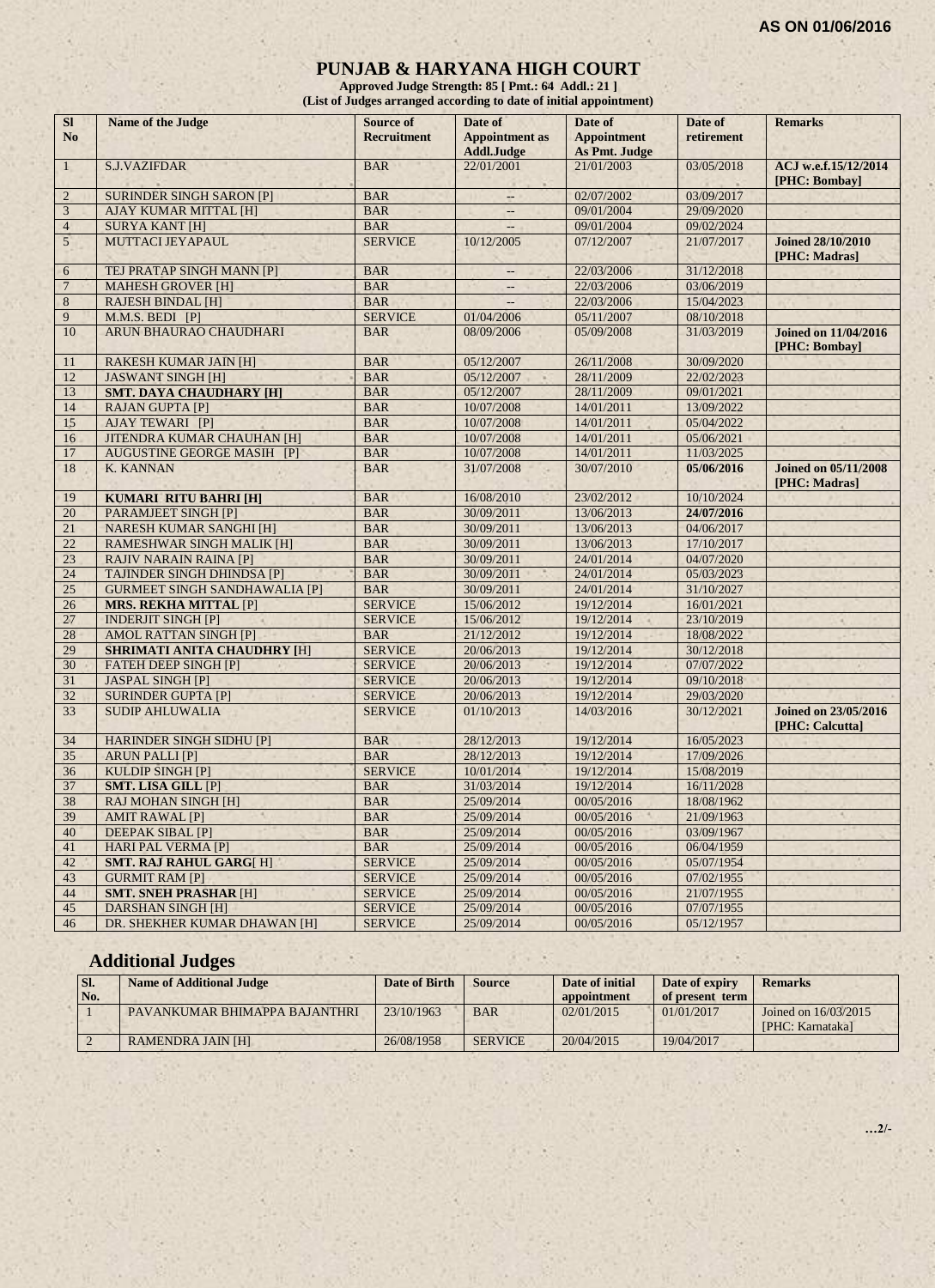AS ON 01/06/2016

# PUNJAB & HARYANA HIGH COURT

**Approved Judge Strength: 85 [ Pmt.: 64 Addl.: 21 ]**
**(List of Judges arranged according to date of initial appointment)**

| Sl No | Name of the Judge | Source of Recruitment | Date of Appointment as Addl.Judge | Date of Appointment As Pmt. Judge | Date of retirement | Remarks |
|---|---|---|---|---|---|---|
| 1 | S.J.VAZIFDAR | BAR | 22/01/2001 | 21/01/2003 | 03/05/2018 | **ACJ w.e.f.15/12/2014 [PHC: Bombay]** |
| 2 | SURINDER SINGH SARON [P] | BAR | -- | 02/07/2002 | 03/09/2017 | |
| 3 | AJAY KUMAR MITTAL [H] | BAR | -- | 09/01/2004 | 29/09/2020 | |
| 4 | SURYA KANT [H] | BAR | -- | 09/01/2004 | 09/02/2024 | |
| 5 | MUTTACI JEYAPAUL | SERVICE | 10/12/2005 | 07/12/2007 | 21/07/2017 | **Joined 28/10/2010 [PHC: Madras]** |
| 6 | TEJ PRATAP SINGH MANN [P] | BAR | -- | 22/03/2006 | 31/12/2018 | |
| 7 | MAHESH GROVER [H] | BAR | -- | 22/03/2006 | 03/06/2019 | |
| 8 | RAJESH BINDAL [H] | BAR | -- | 22/03/2006 | 15/04/2023 | |
| 9 | M.M.S. BEDI [P] | SERVICE | 01/04/2006 | 05/11/2007 | 08/10/2018 | |
| 10 | ARUN BHAURAO CHAUDHARI | BAR | 08/09/2006 | 05/09/2008 | 31/03/2019 | **Joined on 11/04/2016 [PHC: Bombay]** |
| 11 | RAKESH KUMAR JAIN [H] | BAR | 05/12/2007 | 26/11/2008 | 30/09/2020 | |
| 12 | JASWANT SINGH [H] | BAR | 05/12/2007 | 28/11/2009 | 22/02/2023 | |
| 13 | **SMT. DAYA CHAUDHARY [H]** | BAR | 05/12/2007 | 28/11/2009 | 09/01/2021 | |
| 14 | RAJAN GUPTA [P] | BAR | 10/07/2008 | 14/01/2011 | 13/09/2022 | |
| 15 | AJAY TEWARI [P] | BAR | 10/07/2008 | 14/01/2011 | 05/04/2022 | |
| 16 | JITENDRA KUMAR CHAUHAN [H] | BAR | 10/07/2008 | 14/01/2011 | 05/06/2021 | |
| 17 | AUGUSTINE GEORGE MASIH [P] | BAR | 10/07/2008 | 14/01/2011 | 11/03/2025 | |
| 18 | K. KANNAN | BAR | 31/07/2008 | 30/07/2010 | **05/06/2016** | **Joined on 05/11/2008 [PHC: Madras]** |
| 19 | **KUMARI RITU BAHRI [H]** | BAR | 16/08/2010 | 23/02/2012 | 10/10/2024 | |
| 20 | PARAMJEET SINGH [P] | BAR | 30/09/2011 | 13/06/2013 | **24/07/2016** | |
| 21 | NARESH KUMAR SANGHI [H] | BAR | 30/09/2011 | 13/06/2013 | 04/06/2017 | |
| 22 | RAMESHWAR SINGH MALIK [H] | BAR | 30/09/2011 | 13/06/2013 | 17/10/2017 | |
| 23 | RAJIV NARAIN RAINA [P] | BAR | 30/09/2011 | 24/01/2014 | 04/07/2020 | |
| 24 | TAJINDER SINGH DHINDSA [P] | BAR | 30/09/2011 | 24/01/2014 | 05/03/2023 | |
| 25 | GURMEET SINGH SANDHAWALIA [P] | BAR | 30/09/2011 | 24/01/2014 | 31/10/2027 | |
| 26 | **MRS. REKHA MITTAL** [P] | SERVICE | 15/06/2012 | 19/12/2014 | 16/01/2021 | |
| 27 | INDERJIT SINGH [P] | SERVICE | 15/06/2012 | 19/12/2014 | 23/10/2019 | |
| 28 | AMOL RATTAN SINGH [P] | BAR | 21/12/2012 | 19/12/2014 | 18/08/2022 | |
| 29 | **SHRIMATI ANITA CHAUDHRY [**H] | SERVICE | 20/06/2013 | 19/12/2014 | 30/12/2018 | |
| 30 | FATEH DEEP SINGH [P] | SERVICE | 20/06/2013 | 19/12/2014 | 07/07/2022 | |
| 31 | JASPAL SINGH [P] | SERVICE | 20/06/2013 | 19/12/2014 | 09/10/2018 | |
| 32 | SURINDER GUPTA [P] | SERVICE | 20/06/2013 | 19/12/2014 | 29/03/2020 | |
| 33 | SUDIP AHLUWALIA | SERVICE | 01/10/2013 | 14/03/2016 | 30/12/2021 | **Joined on 23/05/2016 [PHC: Calcutta]** |
| 34 | HARINDER SINGH SIDHU [P] | BAR | 28/12/2013 | 19/12/2014 | 16/05/2023 | |
| 35 | ARUN PALLI [P] | BAR | 28/12/2013 | 19/12/2014 | 17/09/2026 | |
| 36 | KULDIP SINGH [P] | SERVICE | 10/01/2014 | 19/12/2014 | 15/08/2019 | |
| 37 | **SMT. LISA GILL** [P] | BAR | 31/03/2014 | 19/12/2014 | 16/11/2028 | |
| 38 | RAJ MOHAN SINGH [H] | BAR | 25/09/2014 | 00/05/2016 | 18/08/1962 | |
| 39 | AMIT RAWAL [P] | BAR | 25/09/2014 | 00/05/2016 | 21/09/1963 | |
| 40 | DEEPAK SIBAL [P] | BAR | 25/09/2014 | 00/05/2016 | 03/09/1967 | |
| 41 | HARI PAL VERMA [P] | BAR | 25/09/2014 | 00/05/2016 | 06/04/1959 | |
| 42 | **SMT. RAJ RAHUL GARG**[ H] | SERVICE | 25/09/2014 | 00/05/2016 | 05/07/1954 | |
| 43 | GURMIT RAM [P] | SERVICE | 25/09/2014 | 00/05/2016 | 07/02/1955 | |
| 44 | **SMT. SNEH PRASHAR** [H] | SERVICE | 25/09/2014 | 00/05/2016 | 21/07/1955 | |
| 45 | DARSHAN SINGH [H] | SERVICE | 25/09/2014 | 00/05/2016 | 07/07/1955 | |
| 46 | DR. SHEKHER KUMAR DHAWAN [H] | SERVICE | 25/09/2014 | 00/05/2016 | 05/12/1957 | |

## Additional Judges

| Sl. No. | Name of Additional Judge | Date of Birth | Source | Date of initial appointment | Date of expiry of present term | Remarks |
|---|---|---|---|---|---|---|
| 1 | PAVANKUMAR BHIMAPPA BAJANTHRI | 23/10/1963 | BAR | 02/01/2015 | 01/01/2017 | Joined on 16/03/2015 [PHC: Karnataka] |
| 2 | RAMENDRA JAIN [H] | 26/08/1958 | SERVICE | 20/04/2015 | 19/04/2017 | |

…2/-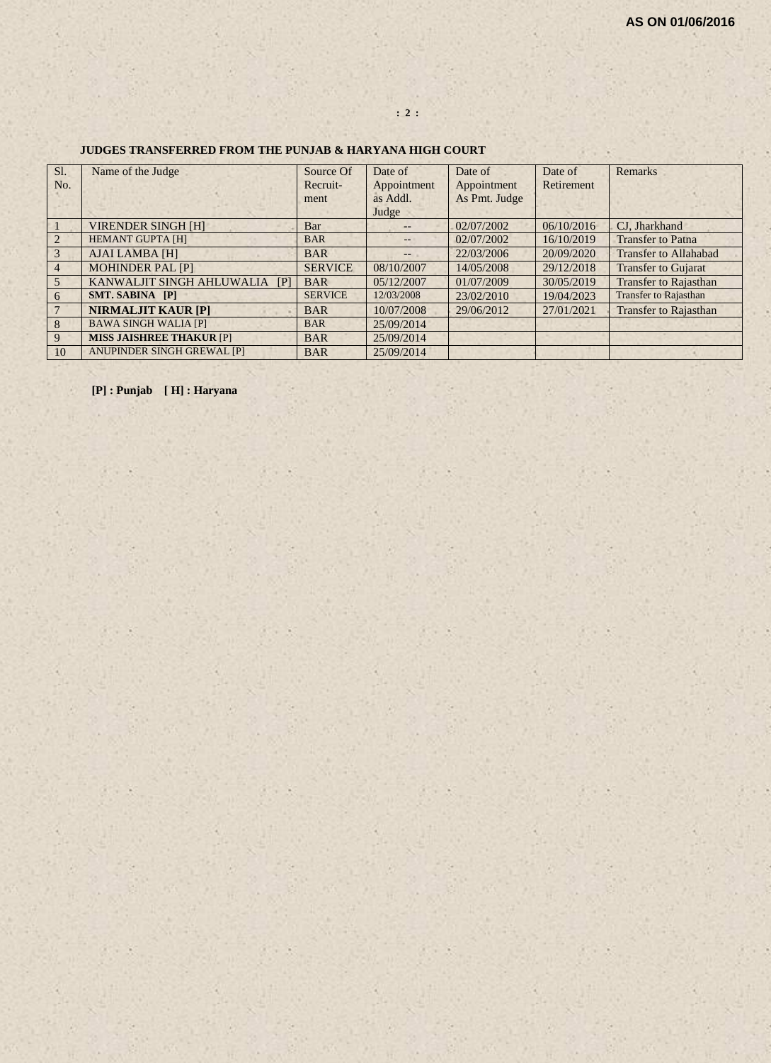AS ON 01/06/2016

## JUDGES TRANSFERRED FROM THE PUNJAB & HARYANA HIGH COURT

| Sl. No. | Name of the Judge | Source Of Recruit-ment | Date of Appointment as Addl. Judge | Date of Appointment As Pmt. Judge | Date of Retirement | Remarks |
|---|---|---|---|---|---|---|
| 1 | VIRENDER SINGH [H] | Bar | -- | 02/07/2002 | 06/10/2016 | CJ, Jharkhand |
| 2 | HEMANT GUPTA [H] | BAR | -- | 02/07/2002 | 16/10/2019 | Transfer to Patna |
| 3 | AJAI LAMBA [H] | BAR | -- | 22/03/2006 | 20/09/2020 | Transfer to Allahabad |
| 4 | MOHINDER PAL [P] | SERVICE | 08/10/2007 | 14/05/2008 | 29/12/2018 | Transfer to Gujarat |
| 5 | KANWALJIT SINGH AHLUWALIA [P] | BAR | 05/12/2007 | 01/07/2009 | 30/05/2019 | Transfer to Rajasthan |
| 6 | **SMT. SABINA [P]** | SERVICE | 12/03/2008 | 23/02/2010 | 19/04/2023 | Transfer to Rajasthan |
| 7 | **NIRMALJIT KAUR [P]** | BAR | 10/07/2008 | 29/06/2012 | 27/01/2021 | Transfer to Rajasthan |
| 8 | BAWA SINGH WALIA [P] | BAR | 25/09/2014 | | | |
| 9 | **MISS JAISHREE THAKUR** [P] | BAR | 25/09/2014 | | | |
| 10 | ANUPINDER SINGH GREWAL [P] | BAR | 25/09/2014 | | | |

**[P] : Punjab [ H] : Haryana**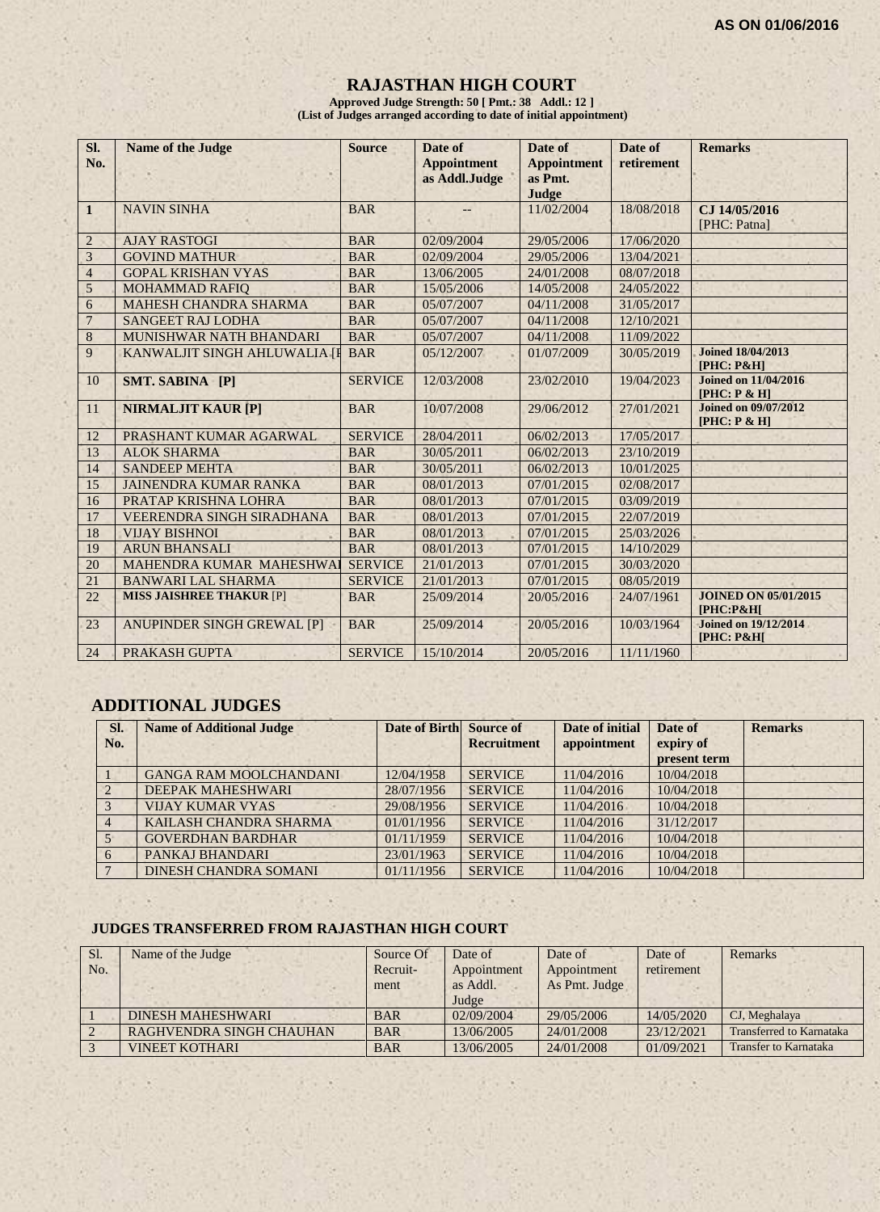AS ON 01/06/2016

# RAJASTHAN HIGH COURT

**Approved Judge Strength: 50 [ Pmt.: 38 Addl.: 12 ]**
**(List of Judges arranged according to date of initial appointment)**

| Sl. No. | Name of the Judge | Source | Date of Appointment as Addl.Judge | Date of Appointment as Pmt. Judge | Date of retirement | Remarks |
|---|---|---|---|---|---|---|
| 1 | NAVIN SINHA | BAR | -- | 11/02/2004 | 18/08/2018 | CJ 14/05/2016 [PHC: Patna] |
| 2 | AJAY RASTOGI | BAR | 02/09/2004 | 29/05/2006 | 17/06/2020 | |
| 3 | GOVIND MATHUR | BAR | 02/09/2004 | 29/05/2006 | 13/04/2021 | |
| 4 | GOPAL KRISHAN VYAS | BAR | 13/06/2005 | 24/01/2008 | 08/07/2018 | |
| 5 | MOHAMMAD RAFIQ | BAR | 15/05/2006 | 14/05/2008 | 24/05/2022 | |
| 6 | MAHESH CHANDRA SHARMA | BAR | 05/07/2007 | 04/11/2008 | 31/05/2017 | |
| 7 | SANGEET RAJ LODHA | BAR | 05/07/2007 | 04/11/2008 | 12/10/2021 | |
| 8 | MUNISHWAR NATH BHANDARI | BAR | 05/07/2007 | 04/11/2008 | 11/09/2022 | |
| 9 | KANWALJIT SINGH AHLUWALIA [I | BAR | 05/12/2007 | 01/07/2009 | 30/05/2019 | Joined 18/04/2013 [PHC: P&H] |
| 10 | SMT. SABINA [P] | SERVICE | 12/03/2008 | 23/02/2010 | 19/04/2023 | Joined on 11/04/2016 [PHC: P & H] |
| 11 | NIRMALJIT KAUR [P] | BAR | 10/07/2008 | 29/06/2012 | 27/01/2021 | Joined on 09/07/2012 [PHC: P & H] |
| 12 | PRASHANT KUMAR AGARWAL | SERVICE | 28/04/2011 | 06/02/2013 | 17/05/2017 | |
| 13 | ALOK SHARMA | BAR | 30/05/2011 | 06/02/2013 | 23/10/2019 | |
| 14 | SANDEEP MEHTA | BAR | 30/05/2011 | 06/02/2013 | 10/01/2025 | |
| 15 | JAINENDRA KUMAR RANKA | BAR | 08/01/2013 | 07/01/2015 | 02/08/2017 | |
| 16 | PRATAP KRISHNA LOHRA | BAR | 08/01/2013 | 07/01/2015 | 03/09/2019 | |
| 17 | VEERENDRA SINGH SIRADHANA | BAR | 08/01/2013 | 07/01/2015 | 22/07/2019 | |
| 18 | VIJAY BISHNOI | BAR | 08/01/2013 | 07/01/2015 | 25/03/2026 | |
| 19 | ARUN BHANSALI | BAR | 08/01/2013 | 07/01/2015 | 14/10/2029 | |
| 20 | MAHENDRA KUMAR MAHESHWAI | SERVICE | 21/01/2013 | 07/01/2015 | 30/03/2020 | |
| 21 | BANWARI LAL SHARMA | SERVICE | 21/01/2013 | 07/01/2015 | 08/05/2019 | |
| 22 | MISS JAISHREE THAKUR [P] | BAR | 25/09/2014 | 20/05/2016 | 24/07/1961 | JOINED ON 05/01/2015 [PHC:P&H[ |
| 23 | ANUPINDER SINGH GREWAL [P] | BAR | 25/09/2014 | 20/05/2016 | 10/03/1964 | Joined on 19/12/2014 [PHC: P&H[ |
| 24 | PRAKASH GUPTA | SERVICE | 15/10/2014 | 20/05/2016 | 11/11/1960 | |

## ADDITIONAL JUDGES

| Sl. No. | Name of Additional Judge | Date of Birth | Source of Recruitment | Date of initial appointment | Date of expiry of present term | Remarks |
|---|---|---|---|---|---|---|
| 1 | GANGA RAM MOOLCHANDANI | 12/04/1958 | SERVICE | 11/04/2016 | 10/04/2018 | |
| 2 | DEEPAK MAHESHWARI | 28/07/1956 | SERVICE | 11/04/2016 | 10/04/2018 | |
| 3 | VIJAY KUMAR VYAS | 29/08/1956 | SERVICE | 11/04/2016 | 10/04/2018 | |
| 4 | KAILASH CHANDRA SHARMA | 01/01/1956 | SERVICE | 11/04/2016 | 31/12/2017 | |
| 5 | GOVERDHAN BARDHAR | 01/11/1959 | SERVICE | 11/04/2016 | 10/04/2018 | |
| 6 | PANKAJ BHANDARI | 23/01/1963 | SERVICE | 11/04/2016 | 10/04/2018 | |
| 7 | DINESH CHANDRA SOMANI | 01/11/1956 | SERVICE | 11/04/2016 | 10/04/2018 | |

### JUDGES TRANSFERRED FROM RAJASTHAN HIGH COURT

| Sl. No. | Name of the Judge | Source Of Recruit-ment | Date of Appointment as Addl. Judge | Date of Appointment As Pmt. Judge | Date of retirement | Remarks |
|---|---|---|---|---|---|---|
| 1 | DINESH MAHESHWARI | BAR | 02/09/2004 | 29/05/2006 | 14/05/2020 | CJ, Meghalaya |
| 2 | RAGHVENDRA SINGH CHAUHAN | BAR | 13/06/2005 | 24/01/2008 | 23/12/2021 | Transferred to Karnataka |
| 3 | VINEET KOTHARI | BAR | 13/06/2005 | 24/01/2008 | 01/09/2021 | Transfer to Karnataka |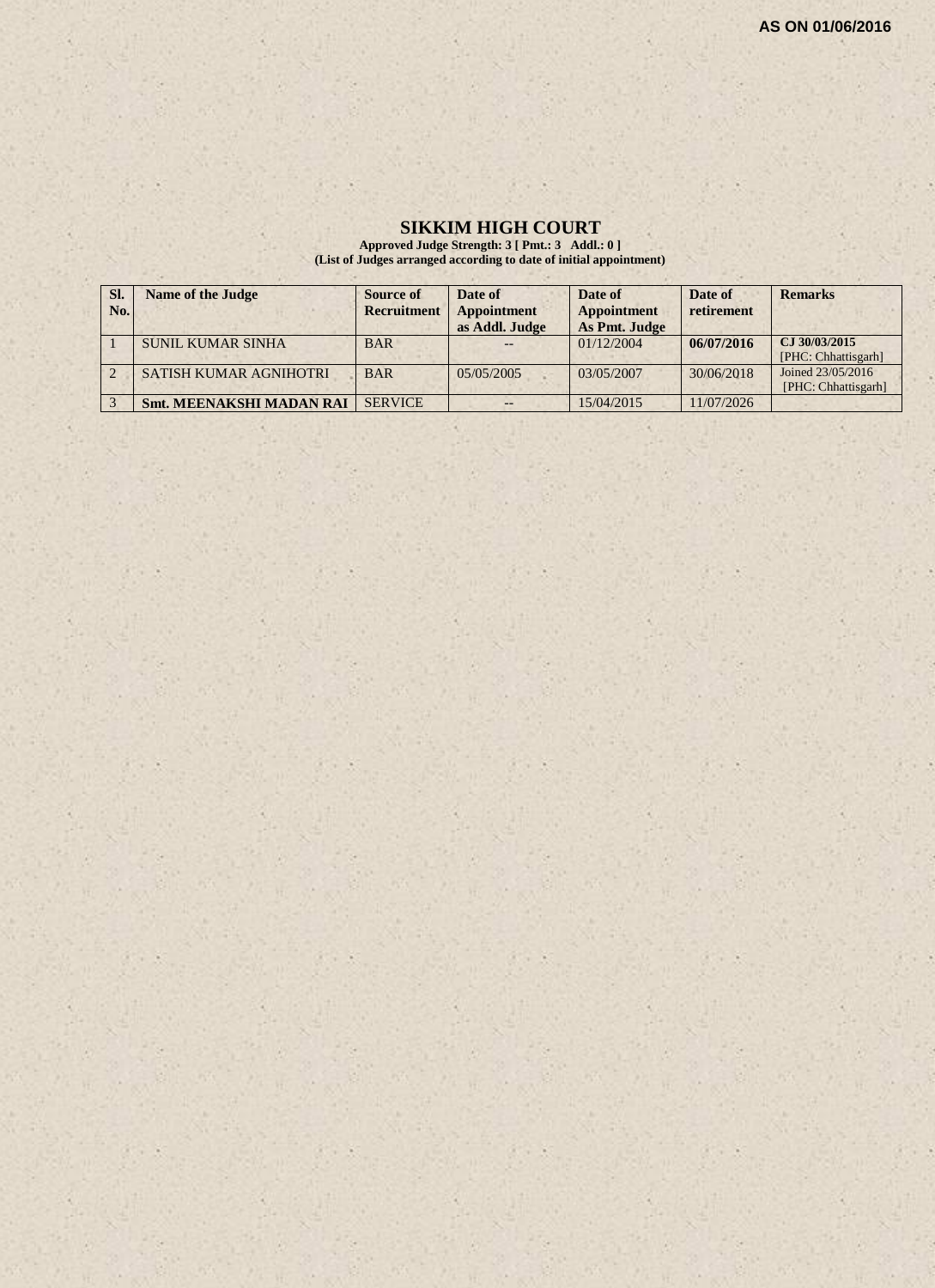**AS ON 01/06/2016**

# SIKKIM HIGH COURT

**Approved Judge Strength: 3 [ Pmt.: 3 Addl.: 0 ]**
**(List of Judges arranged according to date of initial appointment)**

| Sl. No. | Name of the Judge | Source of Recruitment | Date of Appointment as Addl. Judge | Date of Appointment As Pmt. Judge | Date of retirement | Remarks |
|---|---|---|---|---|---|---|
| 1 | SUNIL KUMAR SINHA | BAR | -- | 01/12/2004 | **06/07/2016** | **CJ 30/03/2015** [PHC: Chhattisgarh] |
| 2 | SATISH KUMAR AGNIHOTRI | BAR | 05/05/2005 | 03/05/2007 | 30/06/2018 | Joined 23/05/2016 [PHC: Chhattisgarh] |
| 3 | **Smt. MEENAKSHI MADAN RAI** | SERVICE | -- | 15/04/2015 | 11/07/2026 | |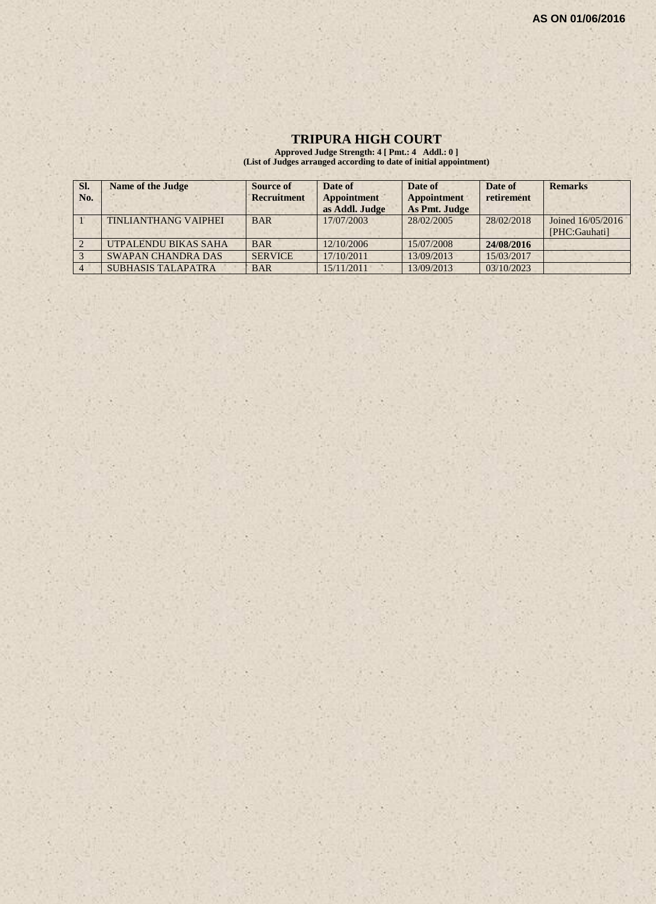**AS ON 01/06/2016**

# TRIPURA HIGH COURT

**Approved Judge Strength: 4 [ Pmt.: 4 Addl.: 0 ]**
**(List of Judges arranged according to date of initial appointment)**

| Sl. No. | Name of the Judge | Source of Recruitment | Date of Appointment as Addl. Judge | Date of Appointment As Pmt. Judge | Date of retirement | Remarks |
|---|---|---|---|---|---|---|
| 1 | TINLIANTHANG VAIPHEI | BAR | 17/07/2003 | 28/02/2005 | 28/02/2018 | Joined 16/05/2016 [PHC:Gauhati] |
| 2 | UTPALENDU BIKAS SAHA | BAR | 12/10/2006 | 15/07/2008 | **24/08/2016** | |
| 3 | SWAPAN CHANDRA DAS | SERVICE | 17/10/2011 | 13/09/2013 | 15/03/2017 | |
| 4 | SUBHASIS TALAPATRA | BAR | 15/11/2011 | 13/09/2013 | 03/10/2023 | |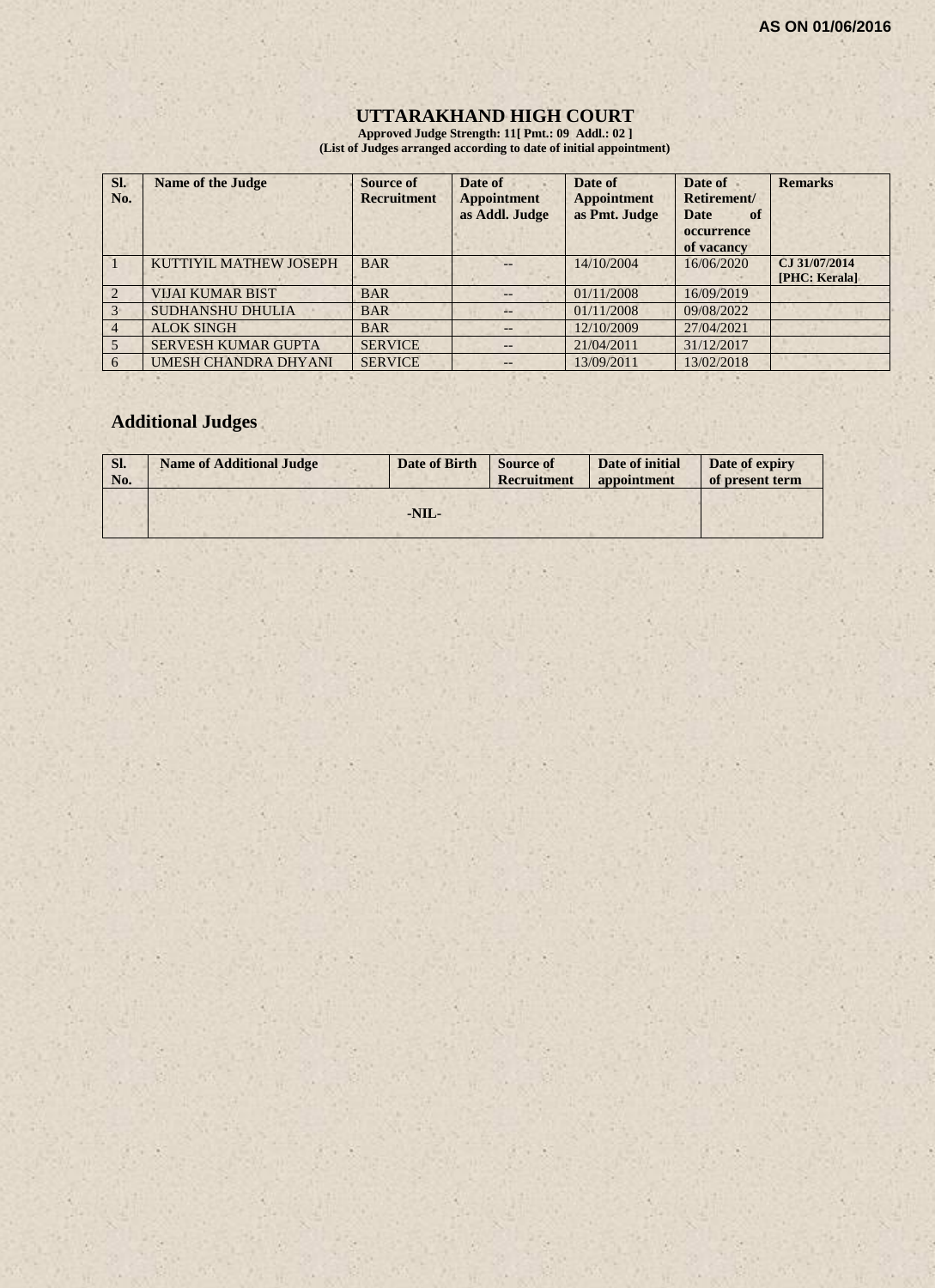AS ON 01/06/2016

# UTTARAKHAND HIGH COURT

**Approved Judge Strength: 11[ Pmt.: 09 Addl.: 02 ]**
**(List of Judges arranged according to date of initial appointment)**

| Sl. No. | Name of the Judge | Source of Recruitment | Date of Appointment as Addl. Judge | Date of Appointment as Pmt. Judge | Date of Retirement/ Date of occurrence of vacancy | Remarks |
|---|---|---|---|---|---|---|
| 1 | KUTTIYIL MATHEW JOSEPH | BAR | -- | 14/10/2004 | 16/06/2020 | CJ 31/07/2014 [PHC: Kerala] |
| 2 | VIJAI KUMAR BIST | BAR | -- | 01/11/2008 | 16/09/2019 | |
| 3 | SUDHANSHU DHULIA | BAR | -- | 01/11/2008 | 09/08/2022 | |
| 4 | ALOK SINGH | BAR | -- | 12/10/2009 | 27/04/2021 | |
| 5 | SERVESH KUMAR GUPTA | SERVICE | -- | 21/04/2011 | 31/12/2017 | |
| 6 | UMESH CHANDRA DHYANI | SERVICE | -- | 13/09/2011 | 13/02/2018 | |

## Additional Judges

| Sl. No. | Name of Additional Judge | Date of Birth | Source of Recruitment | Date of initial appointment | Date of expiry of present term |
|---|---|---|---|---|---|
| | -NIL- | | | | |